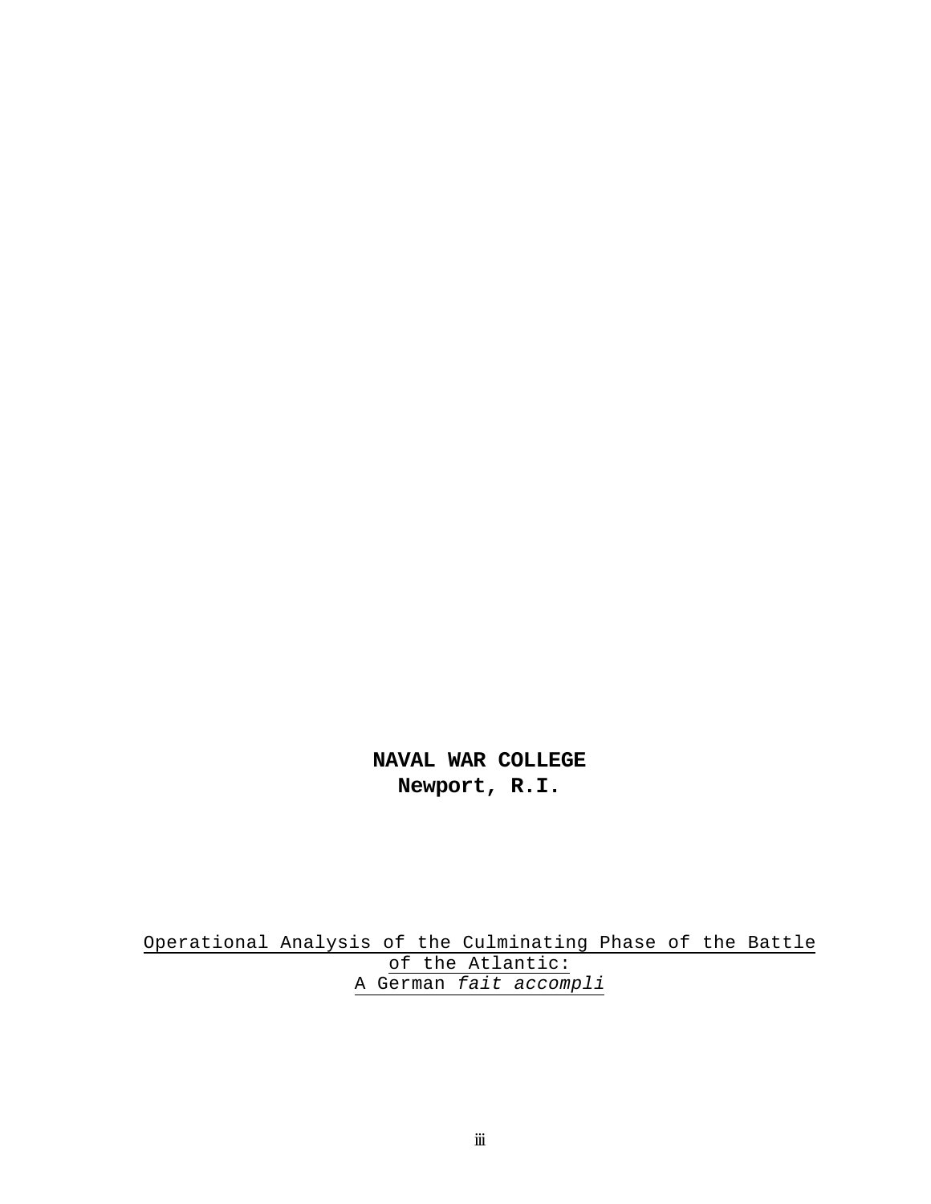**NAVAL WAR COLLEGE**
**Newport, R.I.**

Operational Analysis of the Culminating Phase of the Battle of the Atlantic:
A German *fait accompli*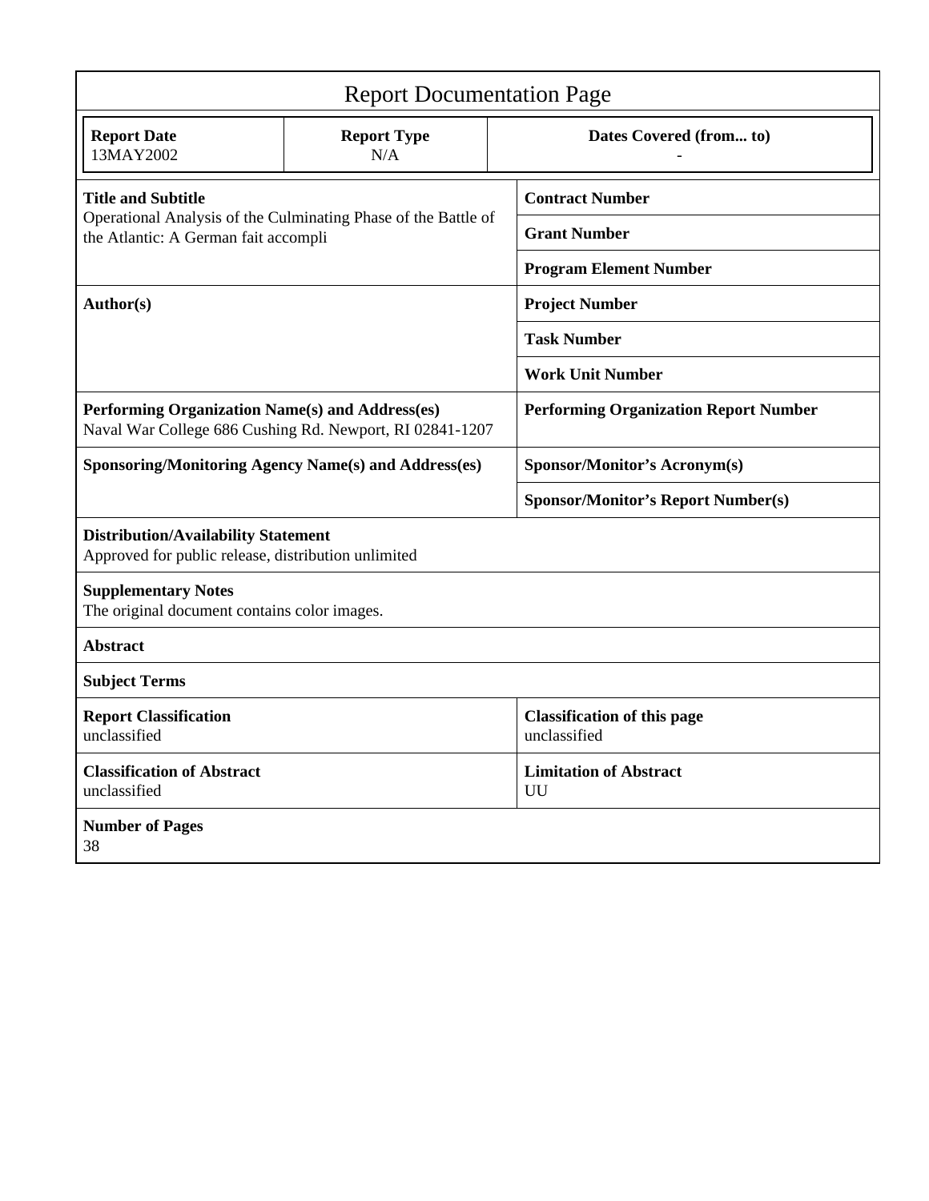# Report Documentation Page

| Report Date | Report Type | Dates Covered (from... to) |
|---|---|---|
| 13MAY2002 | N/A | - |

| | |
|---|---|
| **Title and Subtitle**<br>Operational Analysis of the Culminating Phase of the Battle of the Atlantic: A German fait accompli | **Contract Number** |
| | **Grant Number** |
| | **Program Element Number** |
| **Author(s)** | **Project Number** |
| | **Task Number** |
| | **Work Unit Number** |
| **Performing Organization Name(s) and Address(es)**<br>Naval War College 686 Cushing Rd. Newport, RI 02841-1207 | **Performing Organization Report Number** |
| **Sponsoring/Monitoring Agency Name(s) and Address(es)** | **Sponsor/Monitor's Acronym(s)** |
| | **Sponsor/Monitor's Report Number(s)** |

**Distribution/Availability Statement**
Approved for public release, distribution unlimited

**Supplementary Notes**
The original document contains color images.

**Abstract**

**Subject Terms**

| | |
|---|---|
| **Report Classification**<br>unclassified | **Classification of this page**<br>unclassified |
| **Classification of Abstract**<br>unclassified | **Limitation of Abstract**<br>UU |

**Number of Pages**
38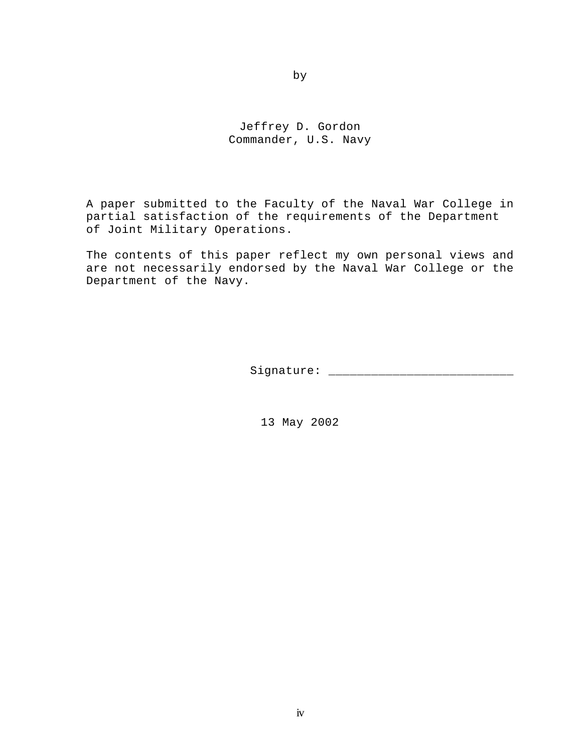by

Jeffrey D. Gordon
Commander, U.S. Navy

A paper submitted to the Faculty of the Naval War College in partial satisfaction of the requirements of the Department of Joint Military Operations.

The contents of this paper reflect my own personal views and are not necessarily endorsed by the Naval War College or the Department of the Navy.

Signature: ___________________________

13 May 2002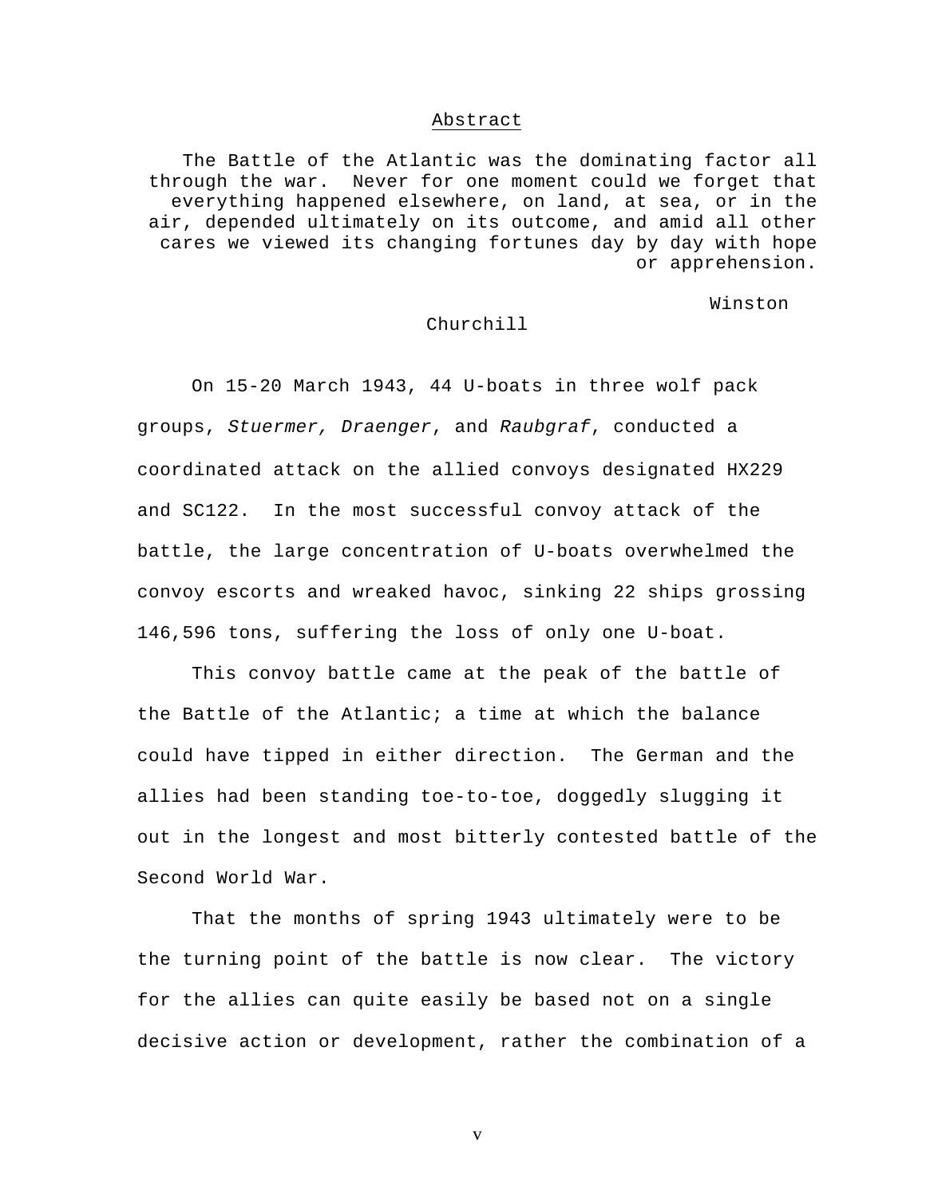## Abstract

> The Battle of the Atlantic was the dominating factor all through the war. Never for one moment could we forget that everything happened elsewhere, on land, at sea, or in the air, depended ultimately on its outcome, and amid all other cares we viewed its changing fortunes day by day with hope or apprehension.
>
> Winston Churchill

On 15-20 March 1943, 44 U-boats in three wolf pack groups, *Stuermer, Draenger*, and *Raubgraf*, conducted a coordinated attack on the allied convoys designated HX229 and SC122. In the most successful convoy attack of the battle, the large concentration of U-boats overwhelmed the convoy escorts and wreaked havoc, sinking 22 ships grossing 146,596 tons, suffering the loss of only one U-boat.

This convoy battle came at the peak of the battle of the Battle of the Atlantic; a time at which the balance could have tipped in either direction. The German and the allies had been standing toe-to-toe, doggedly slugging it out in the longest and most bitterly contested battle of the Second World War.

That the months of spring 1943 ultimately were to be the turning point of the battle is now clear. The victory for the allies can quite easily be based not on a single decisive action or development, rather the combination of a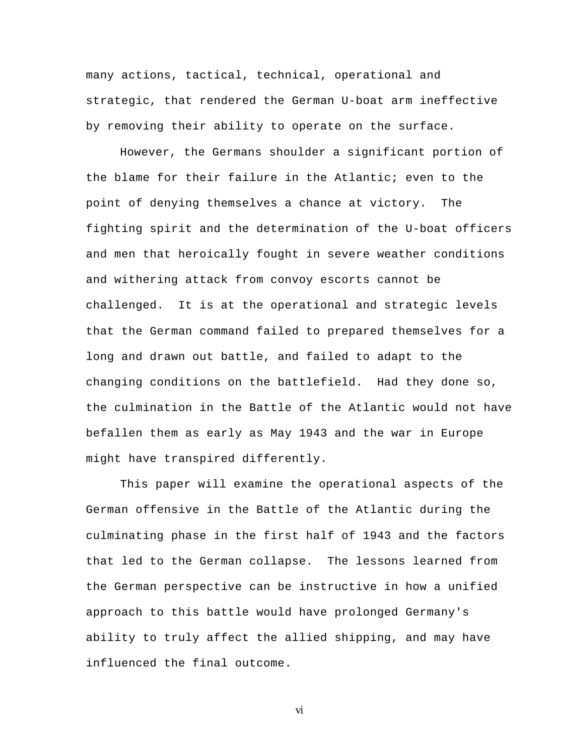many actions, tactical, technical, operational and strategic, that rendered the German U-boat arm ineffective by removing their ability to operate on the surface.

However, the Germans shoulder a significant portion of the blame for their failure in the Atlantic; even to the point of denying themselves a chance at victory. The fighting spirit and the determination of the U-boat officers and men that heroically fought in severe weather conditions and withering attack from convoy escorts cannot be challenged. It is at the operational and strategic levels that the German command failed to prepared themselves for a long and drawn out battle, and failed to adapt to the changing conditions on the battlefield. Had they done so, the culmination in the Battle of the Atlantic would not have befallen them as early as May 1943 and the war in Europe might have transpired differently.

This paper will examine the operational aspects of the German offensive in the Battle of the Atlantic during the culminating phase in the first half of 1943 and the factors that led to the German collapse. The lessons learned from the German perspective can be instructive in how a unified approach to this battle would have prolonged Germany's ability to truly affect the allied shipping, and may have influenced the final outcome.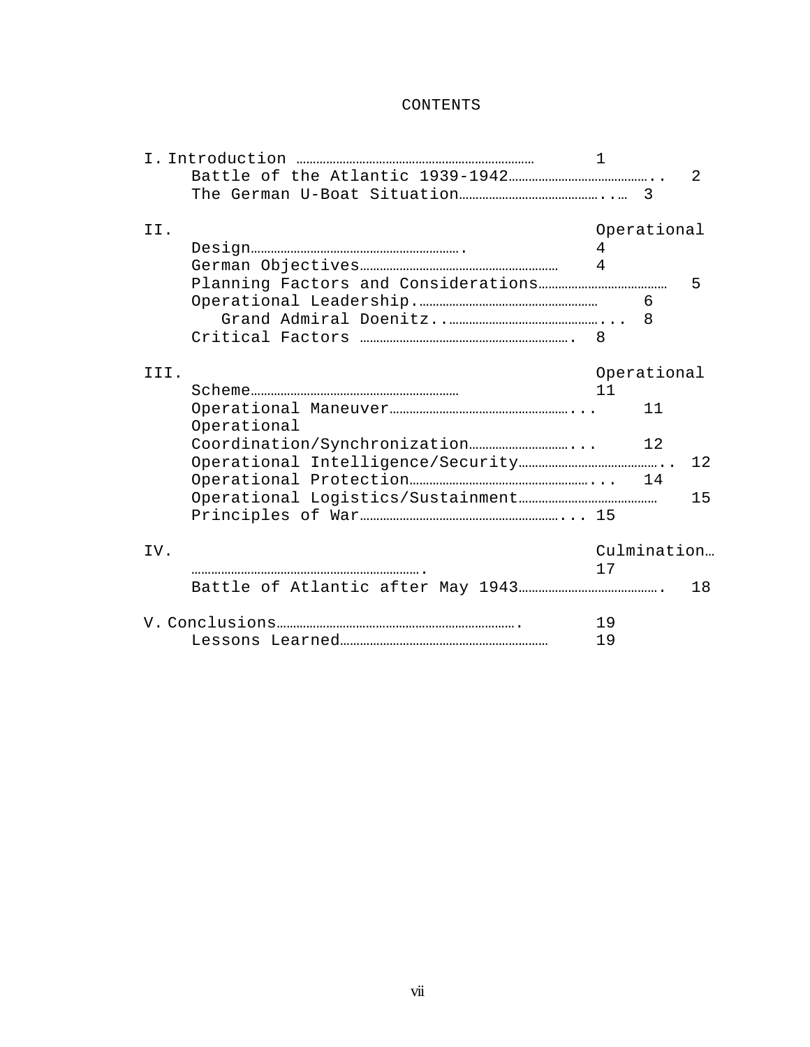# CONTENTS

I. Introduction ........................................ 1
- Battle of the Atlantic 1939-1942 ........................ 2
- The German U-Boat Situation ........................ 3

II. Operational Design ........................................ 4
- German Objectives ........................................ 4
- Planning Factors and Considerations ........................ 5
- Operational Leadership ........................................ 6
  - Grand Admiral Doenitz ........................................ 8
- Critical Factors ........................................ 8

III. Operational Scheme ........................................ 11
- Operational Maneuver ........................................ 11
- Operational Coordination/Synchronization ........................ 12
- Operational Intelligence/Security ........................ 12
- Operational Protection ........................................ 14
- Operational Logistics/Sustainment ........................ 15
- Principles of War ........................................ 15

IV. Culmination ........................................ 17
- Battle of Atlantic after May 1943 ........................ 18

V. Conclusions ........................................ 19
- Lessons Learned ........................................ 19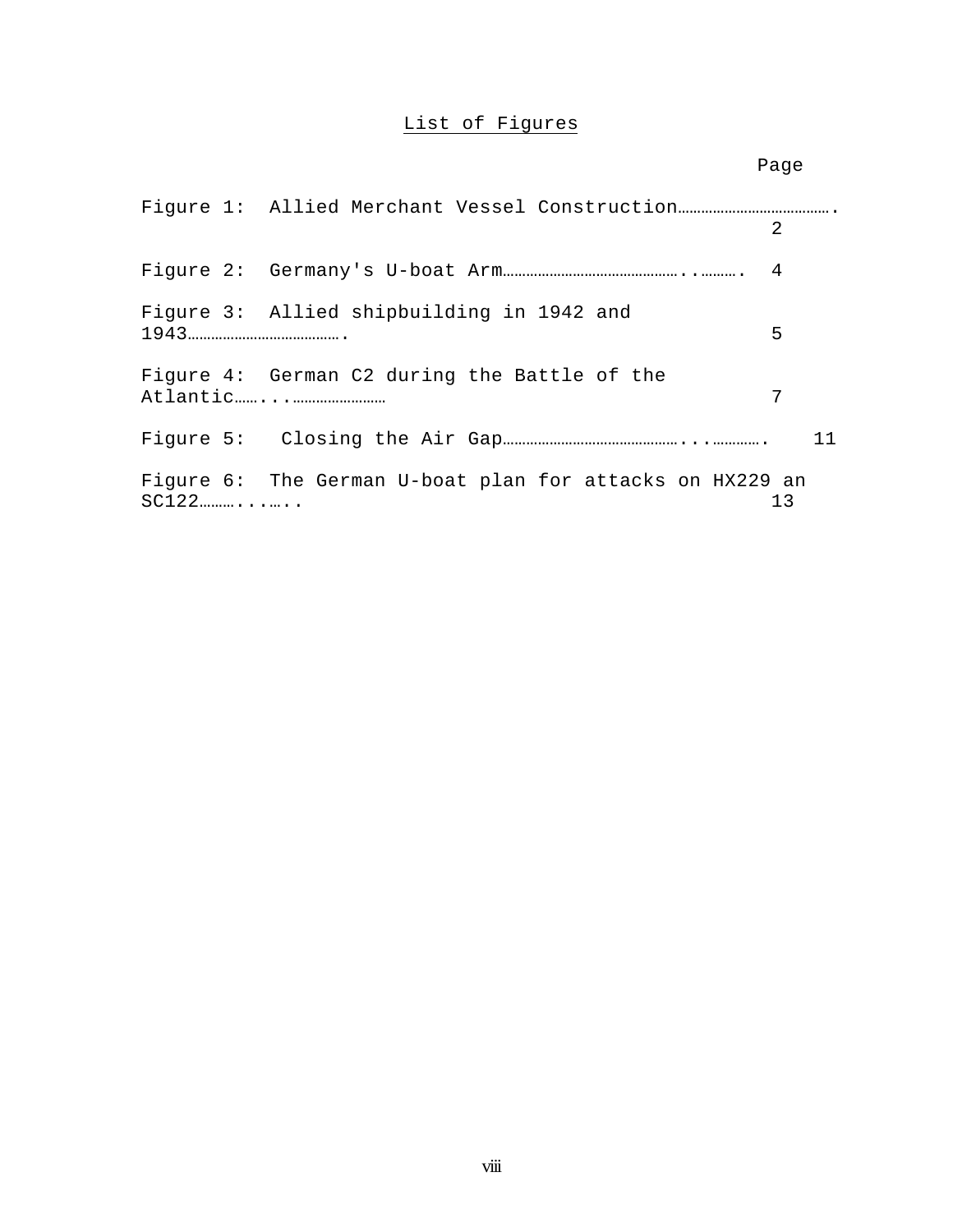## List of Figures

| | Page |
|---|---|
| Figure 1: Allied Merchant Vessel Construction | 2 |
| Figure 2: Germany's U-boat Arm | 4 |
| Figure 3: Allied shipbuilding in 1942 and 1943 | 5 |
| Figure 4: German C2 during the Battle of the Atlantic | 7 |
| Figure 5: Closing the Air Gap | 11 |
| Figure 6: The German U-boat plan for attacks on HX229 an SC122 | 13 |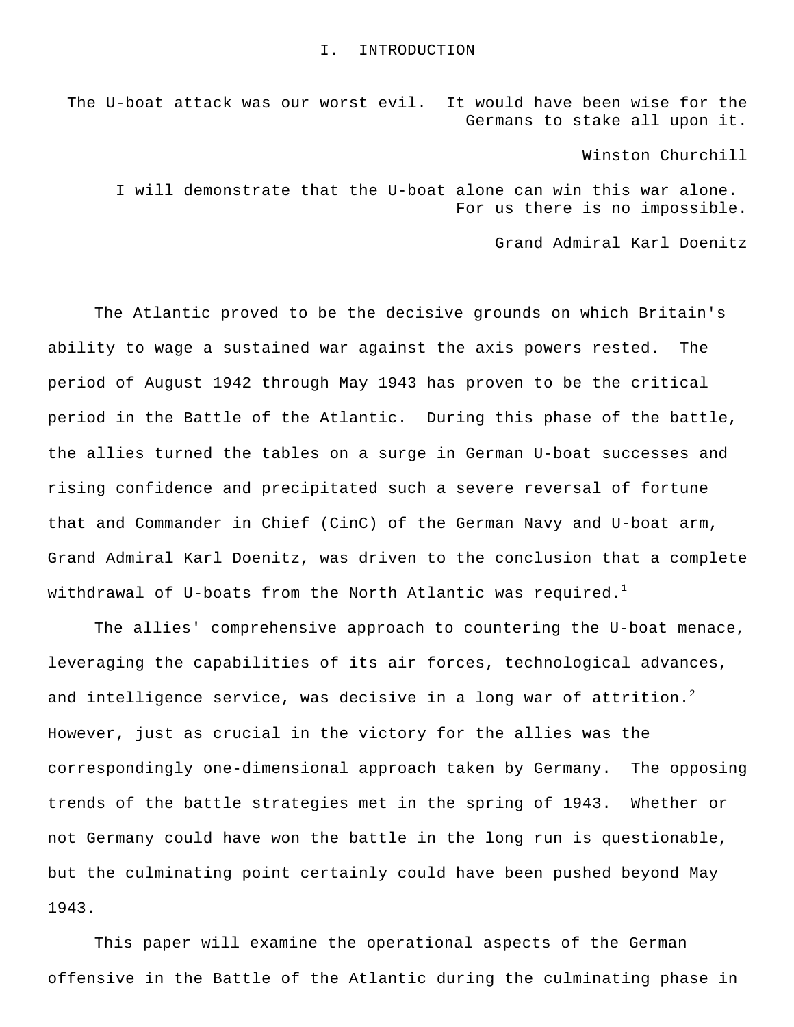# I. INTRODUCTION

> The U-boat attack was our worst evil. It would have been wise for the Germans to stake all upon it.
>
> Winston Churchill

> I will demonstrate that the U-boat alone can win this war alone. For us there is no impossible.
>
> Grand Admiral Karl Doenitz

The Atlantic proved to be the decisive grounds on which Britain's ability to wage a sustained war against the axis powers rested. The period of August 1942 through May 1943 has proven to be the critical period in the Battle of the Atlantic. During this phase of the battle, the allies turned the tables on a surge in German U-boat successes and rising confidence and precipitated such a severe reversal of fortune that and Commander in Chief (CinC) of the German Navy and U-boat arm, Grand Admiral Karl Doenitz, was driven to the conclusion that a complete withdrawal of U-boats from the North Atlantic was required.[1]

The allies' comprehensive approach to countering the U-boat menace, leveraging the capabilities of its air forces, technological advances, and intelligence service, was decisive in a long war of attrition.[2] However, just as crucial in the victory for the allies was the correspondingly one-dimensional approach taken by Germany. The opposing trends of the battle strategies met in the spring of 1943. Whether or not Germany could have won the battle in the long run is questionable, but the culminating point certainly could have been pushed beyond May 1943.

This paper will examine the operational aspects of the German offensive in the Battle of the Atlantic during the culminating phase in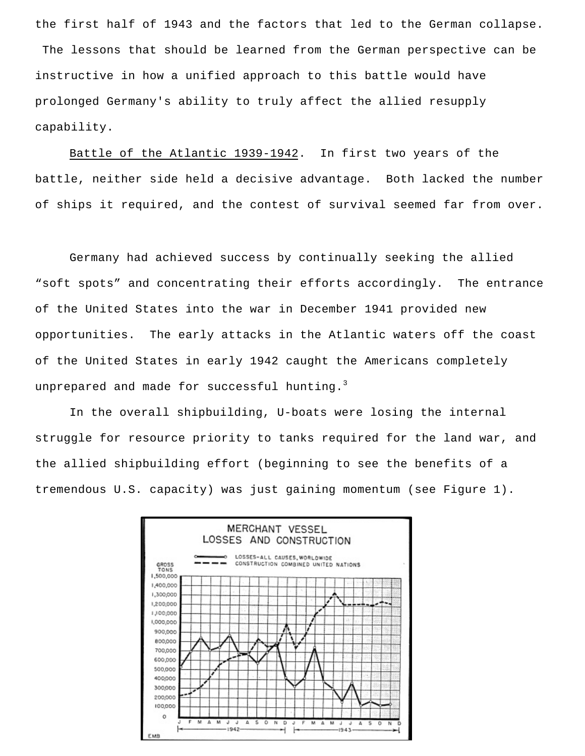the first half of 1943 and the factors that led to the German collapse. The lessons that should be learned from the German perspective can be instructive in how a unified approach to this battle would have prolonged Germany's ability to truly affect the allied resupply capability.

Battle of the Atlantic 1939-1942. In first two years of the battle, neither side held a decisive advantage. Both lacked the number of ships it required, and the contest of survival seemed far from over.

Germany had achieved success by continually seeking the allied "soft spots" and concentrating their efforts accordingly. The entrance of the United States into the war in December 1941 provided new opportunities. The early attacks in the Atlantic waters off the coast of the United States in early 1942 caught the Americans completely unprepared and made for successful hunting.[3]

In the overall shipbuilding, U-boats were losing the internal struggle for resource priority to tanks required for the land war, and the allied shipbuilding effort (beginning to see the benefits of a tremendous U.S. capacity) was just gaining momentum (see Figure 1).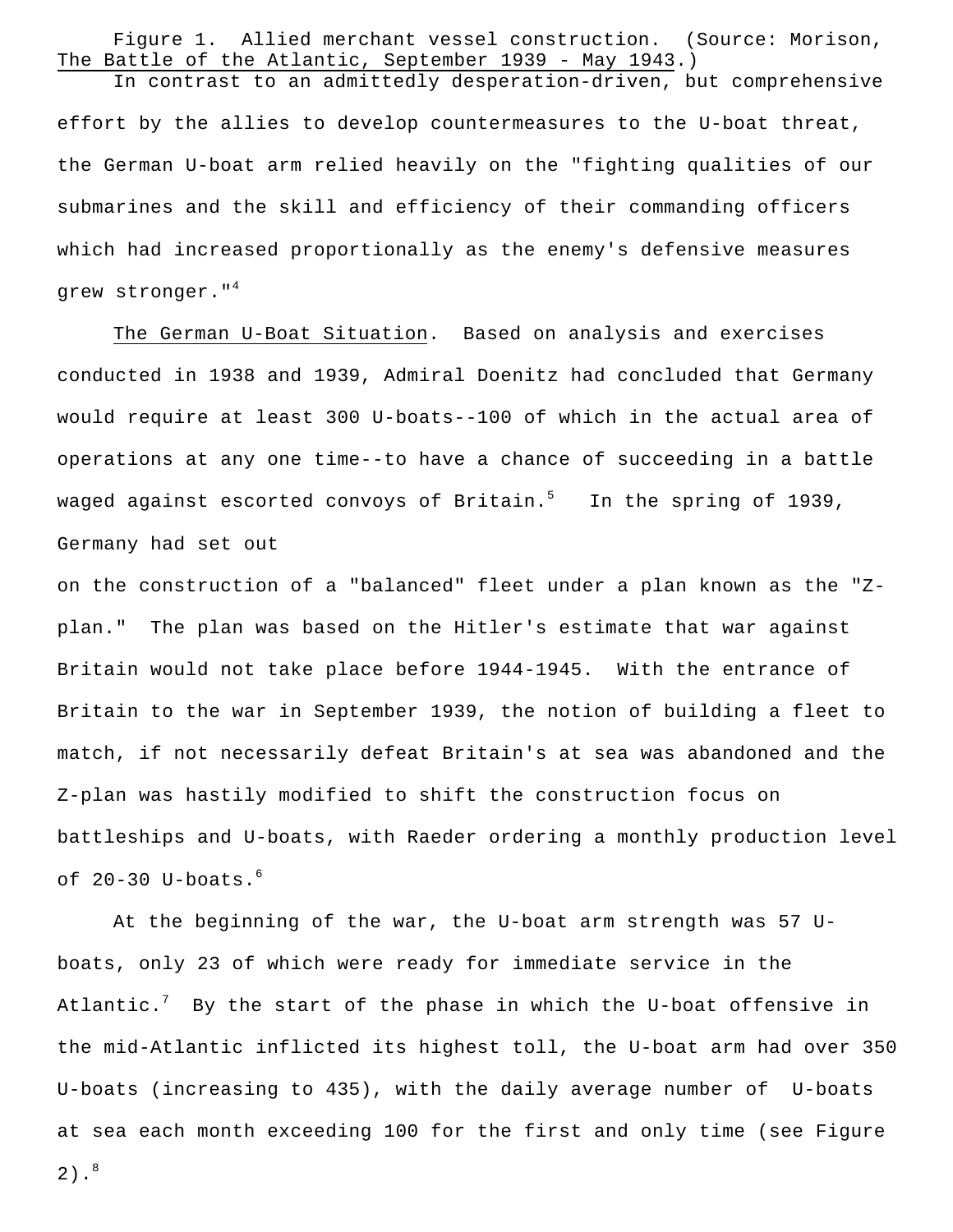Figure 1. Allied merchant vessel construction. (Source: Morison, The Battle of the Atlantic, September 1939 - May 1943.)

In contrast to an admittedly desperation-driven, but comprehensive effort by the allies to develop countermeasures to the U-boat threat, the German U-boat arm relied heavily on the "fighting qualities of our submarines and the skill and efficiency of their commanding officers which had increased proportionally as the enemy's defensive measures grew stronger."[4]

The German U-Boat Situation. Based on analysis and exercises conducted in 1938 and 1939, Admiral Doenitz had concluded that Germany would require at least 300 U-boats--100 of which in the actual area of operations at any one time--to have a chance of succeeding in a battle waged against escorted convoys of Britain.[5] In the spring of 1939, Germany had set out on the construction of a "balanced" fleet under a plan known as the "Z-plan." The plan was based on the Hitler's estimate that war against Britain would not take place before 1944-1945. With the entrance of Britain to the war in September 1939, the notion of building a fleet to match, if not necessarily defeat Britain's at sea was abandoned and the Z-plan was hastily modified to shift the construction focus on battleships and U-boats, with Raeder ordering a monthly production level of 20-30 U-boats.[6]

At the beginning of the war, the U-boat arm strength was 57 U-boats, only 23 of which were ready for immediate service in the Atlantic.[7] By the start of the phase in which the U-boat offensive in the mid-Atlantic inflicted its highest toll, the U-boat arm had over 350 U-boats (increasing to 435), with the daily average number of U-boats at sea each month exceeding 100 for the first and only time (see Figure 2).[8]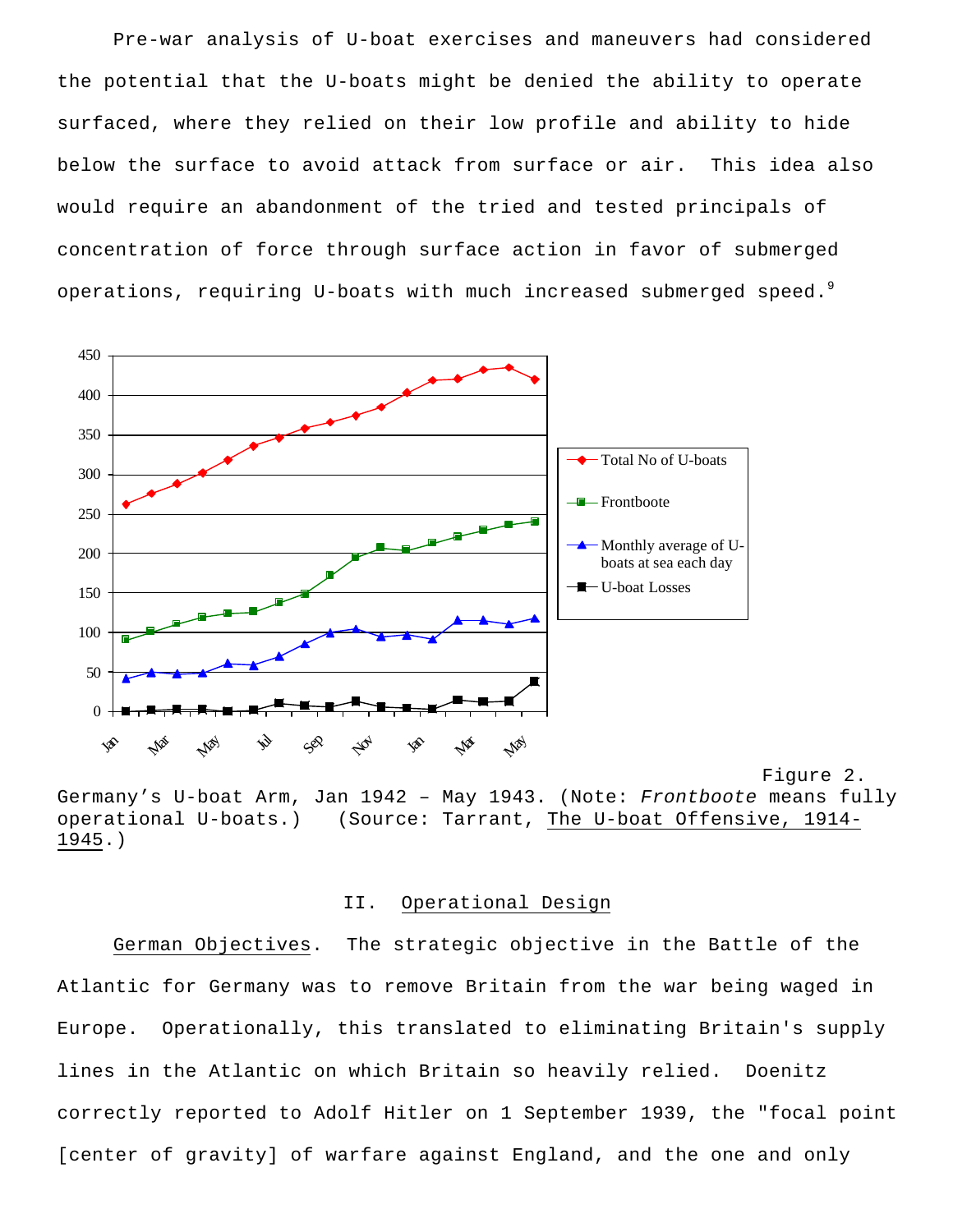Pre-war analysis of U-boat exercises and maneuvers had considered the potential that the U-boats might be denied the ability to operate surfaced, where they relied on their low profile and ability to hide below the surface to avoid attack from surface or air. This idea also would require an abandonment of the tried and tested principals of concentration of force through surface action in favor of submerged operations, requiring U-boats with much increased submerged speed.[9]

Figure 2. Germany's U-boat Arm, Jan 1942 – May 1943. (Note: *Frontboote* means fully operational U-boats.) (Source: Tarrant, The U-boat Offensive, 1914-1945.)

## II. Operational Design

German Objectives. The strategic objective in the Battle of the Atlantic for Germany was to remove Britain from the war being waged in Europe. Operationally, this translated to eliminating Britain's supply lines in the Atlantic on which Britain so heavily relied. Doenitz correctly reported to Adolf Hitler on 1 September 1939, the "focal point [center of gravity] of warfare against England, and the one and only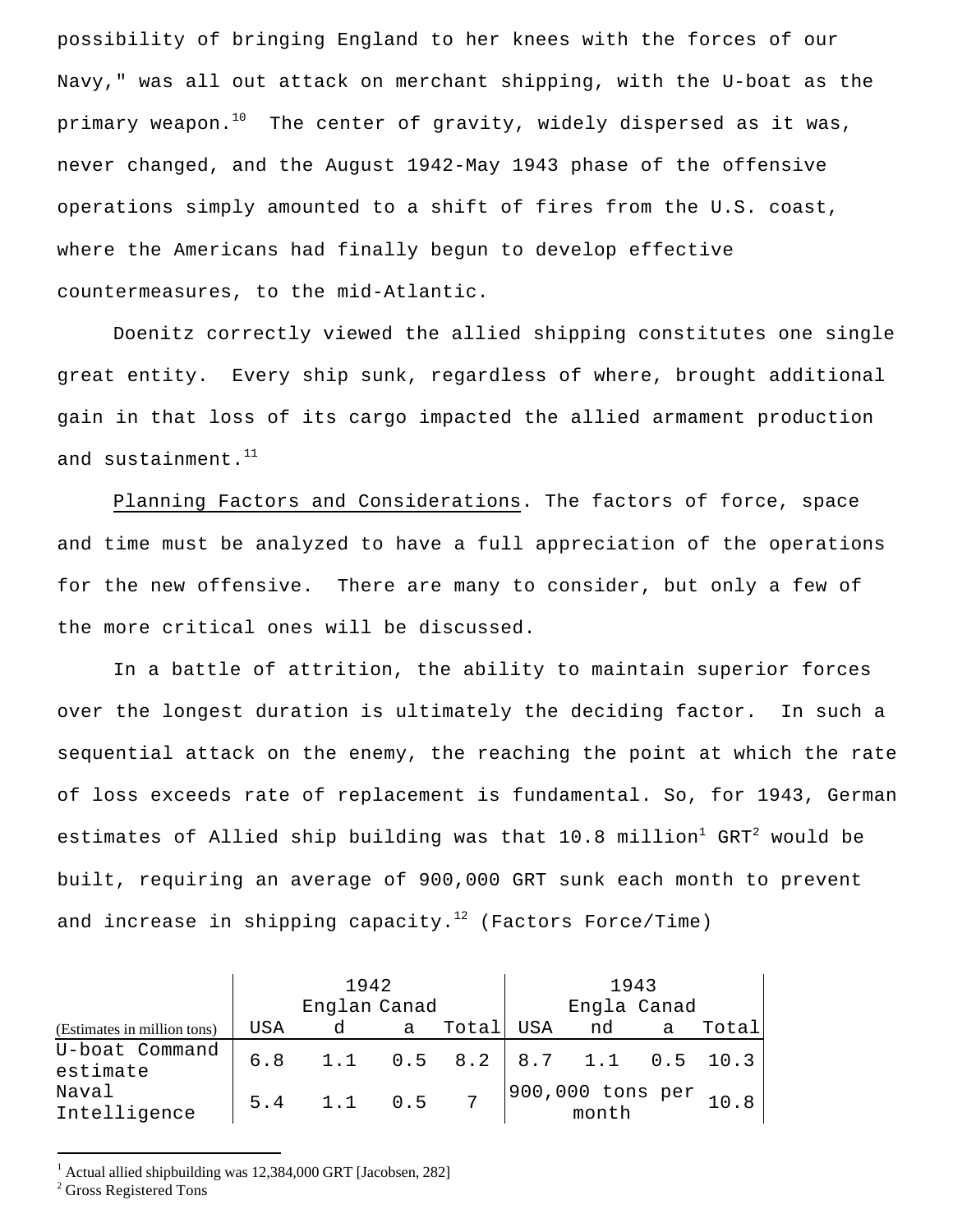possibility of bringing England to her knees with the forces of our Navy," was all out attack on merchant shipping, with the U-boat as the primary weapon.[10] The center of gravity, widely dispersed as it was, never changed, and the August 1942-May 1943 phase of the offensive operations simply amounted to a shift of fires from the U.S. coast, where the Americans had finally begun to develop effective countermeasures, to the mid-Atlantic.

Doenitz correctly viewed the allied shipping constitutes one single great entity. Every ship sunk, regardless of where, brought additional gain in that loss of its cargo impacted the allied armament production and sustainment.[11]

Planning Factors and Considerations. The factors of force, space and time must be analyzed to have a full appreciation of the operations for the new offensive. There are many to consider, but only a few of the more critical ones will be discussed.

In a battle of attrition, the ability to maintain superior forces over the longest duration is ultimately the deciding factor. In such a sequential attack on the enemy, the reaching the point at which the rate of loss exceeds rate of replacement is fundamental. So, for 1943, German estimates of Allied ship building was that 10.8 million[1] GRT[2] would be built, requiring an average of 900,000 GRT sunk each month to prevent and increase in shipping capacity.[12] (Factors Force/Time)

| | 1942 | | | | 1943 | | | |
|---|---|---|---|---|---|---|---|---|
| (Estimates in million tons) | USA | England | Canada | Total | USA | England | Canada | Total |
| U-boat Command estimate | 6.8 | 1.1 | 0.5 | 8.2 | 8.7 | 1.1 | 0.5 | 10.3 |
| Naval Intelligence | 5.4 | 1.1 | 0.5 | 7 | 900,000 tons per month | | | 10.8 |

[1] Actual allied shipbuilding was 12,384,000 GRT [Jacobsen, 282]

[2] Gross Registered Tons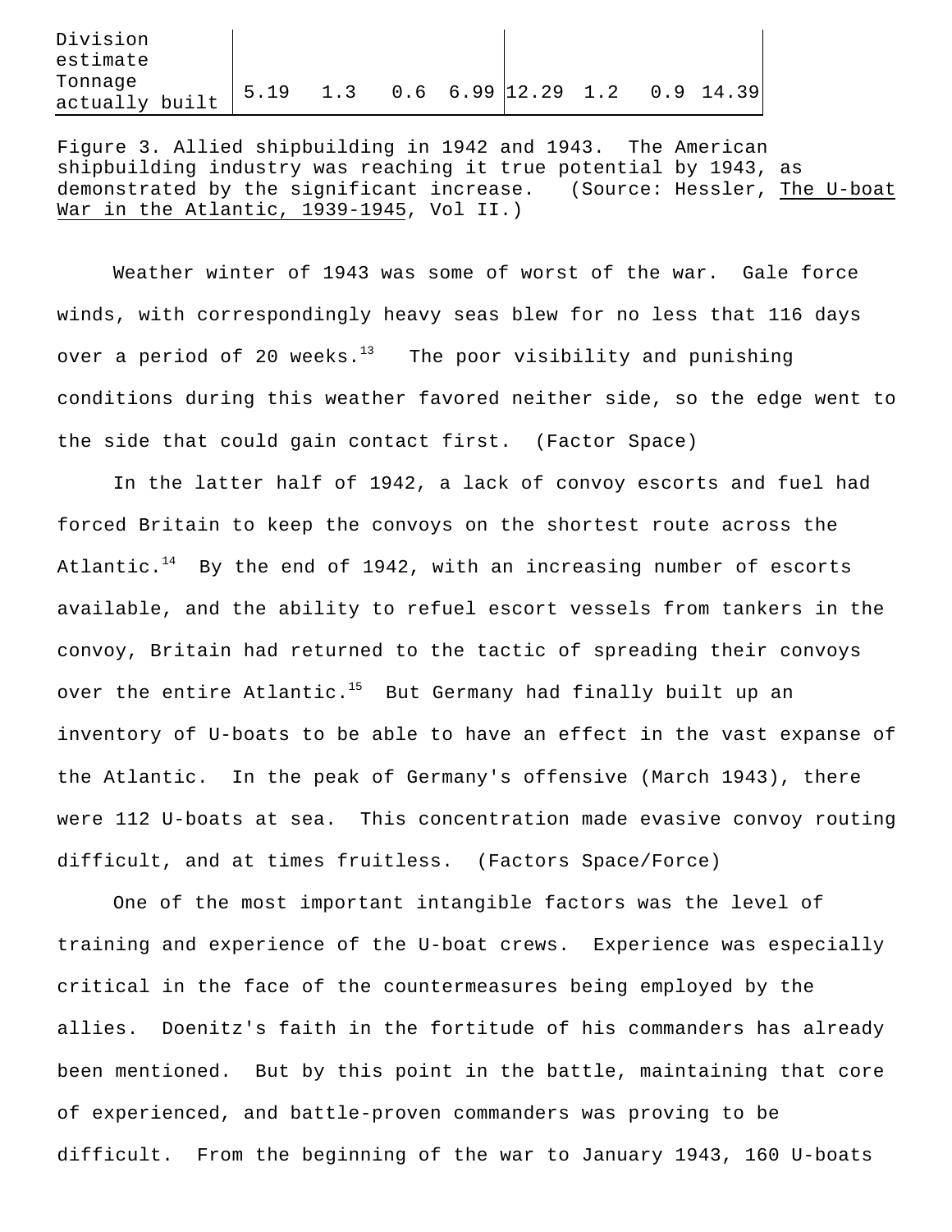| | | | | | | | | |
|---|---|---|---|---|---|---|---|---|
| Division estimate | | | | | | | | |
| Tonnage actually built | 5.19 | 1.3 | 0.6 | 6.99 | 12.29 | 1.2 | 0.9 | 14.39 |

Figure 3. Allied shipbuilding in 1942 and 1943. The American shipbuilding industry was reaching it true potential by 1943, as demonstrated by the significant increase. (Source: Hessler, The U-boat War in the Atlantic, 1939-1945, Vol II.)

Weather winter of 1943 was some of worst of the war. Gale force winds, with correspondingly heavy seas blew for no less that 116 days over a period of 20 weeks.[13] The poor visibility and punishing conditions during this weather favored neither side, so the edge went to the side that could gain contact first. (Factor Space)

In the latter half of 1942, a lack of convoy escorts and fuel had forced Britain to keep the convoys on the shortest route across the Atlantic.[14] By the end of 1942, with an increasing number of escorts available, and the ability to refuel escort vessels from tankers in the convoy, Britain had returned to the tactic of spreading their convoys over the entire Atlantic.[15] But Germany had finally built up an inventory of U-boats to be able to have an effect in the vast expanse of the Atlantic. In the peak of Germany's offensive (March 1943), there were 112 U-boats at sea. This concentration made evasive convoy routing difficult, and at times fruitless. (Factors Space/Force)

One of the most important intangible factors was the level of training and experience of the U-boat crews. Experience was especially critical in the face of the countermeasures being employed by the allies. Doenitz's faith in the fortitude of his commanders has already been mentioned. But by this point in the battle, maintaining that core of experienced, and battle-proven commanders was proving to be difficult. From the beginning of the war to January 1943, 160 U-boats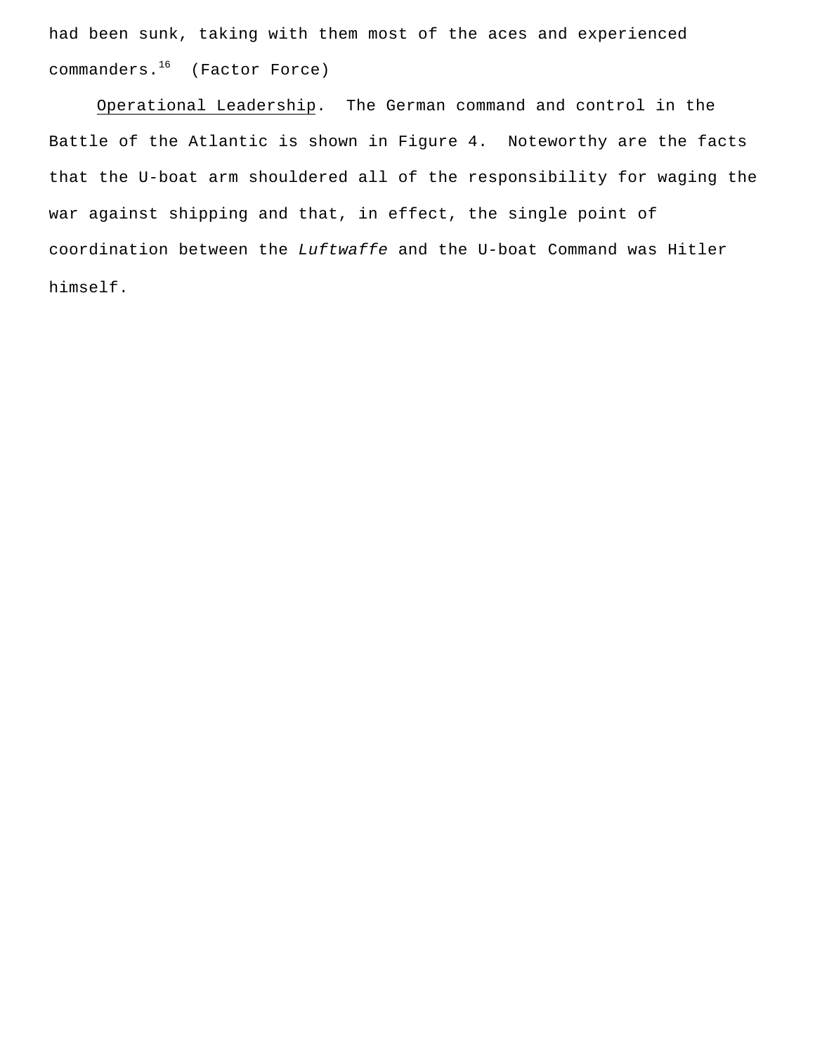had been sunk, taking with them most of the aces and experienced commanders.[16] (Factor Force)

Operational Leadership. The German command and control in the Battle of the Atlantic is shown in Figure 4. Noteworthy are the facts that the U-boat arm shouldered all of the responsibility for waging the war against shipping and that, in effect, the single point of coordination between the *Luftwaffe* and the U-boat Command was Hitler himself.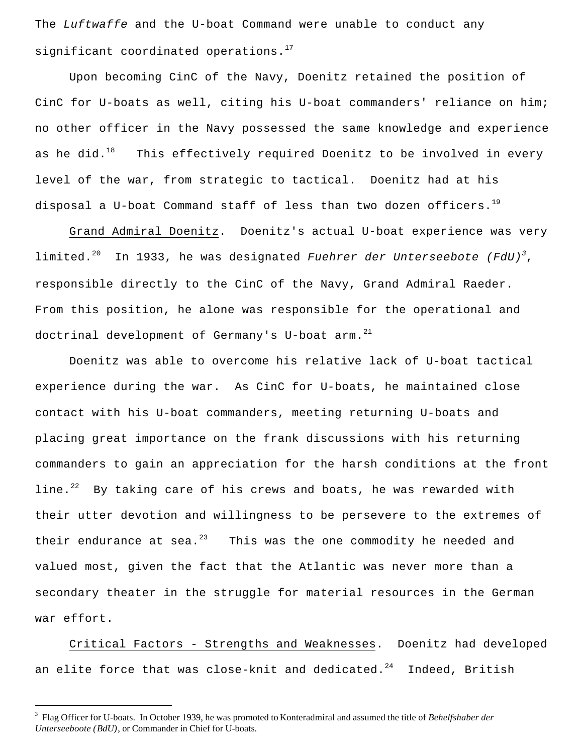The *Luftwaffe* and the U-boat Command were unable to conduct any significant coordinated operations.[17]

Upon becoming CinC of the Navy, Doenitz retained the position of CinC for U-boats as well, citing his U-boat commanders' reliance on him; no other officer in the Navy possessed the same knowledge and experience as he did.[18] This effectively required Doenitz to be involved in every level of the war, from strategic to tactical. Doenitz had at his disposal a U-boat Command staff of less than two dozen officers.[19]

<u>Grand Admiral Doenitz</u>. Doenitz's actual U-boat experience was very limited.[20] In 1933, he was designated *Fuehrer der Unterseebote (FdU)*[3], responsible directly to the CinC of the Navy, Grand Admiral Raeder. From this position, he alone was responsible for the operational and doctrinal development of Germany's U-boat arm.[21]

Doenitz was able to overcome his relative lack of U-boat tactical experience during the war. As CinC for U-boats, he maintained close contact with his U-boat commanders, meeting returning U-boats and placing great importance on the frank discussions with his returning commanders to gain an appreciation for the harsh conditions at the front line.[22] By taking care of his crews and boats, he was rewarded with their utter devotion and willingness to be persevere to the extremes of their endurance at sea.[23] This was the one commodity he needed and valued most, given the fact that the Atlantic was never more than a secondary theater in the struggle for material resources in the German war effort.

<u>Critical Factors - Strengths and Weaknesses</u>. Doenitz had developed an elite force that was close-knit and dedicated.[24] Indeed, British

---

[3] Flag Officer for U-boats. In October 1939, he was promoted to Konteradmiral and assumed the title of *Behelfshaber der Unterseeboote (BdU)*, or Commander in Chief for U-boats.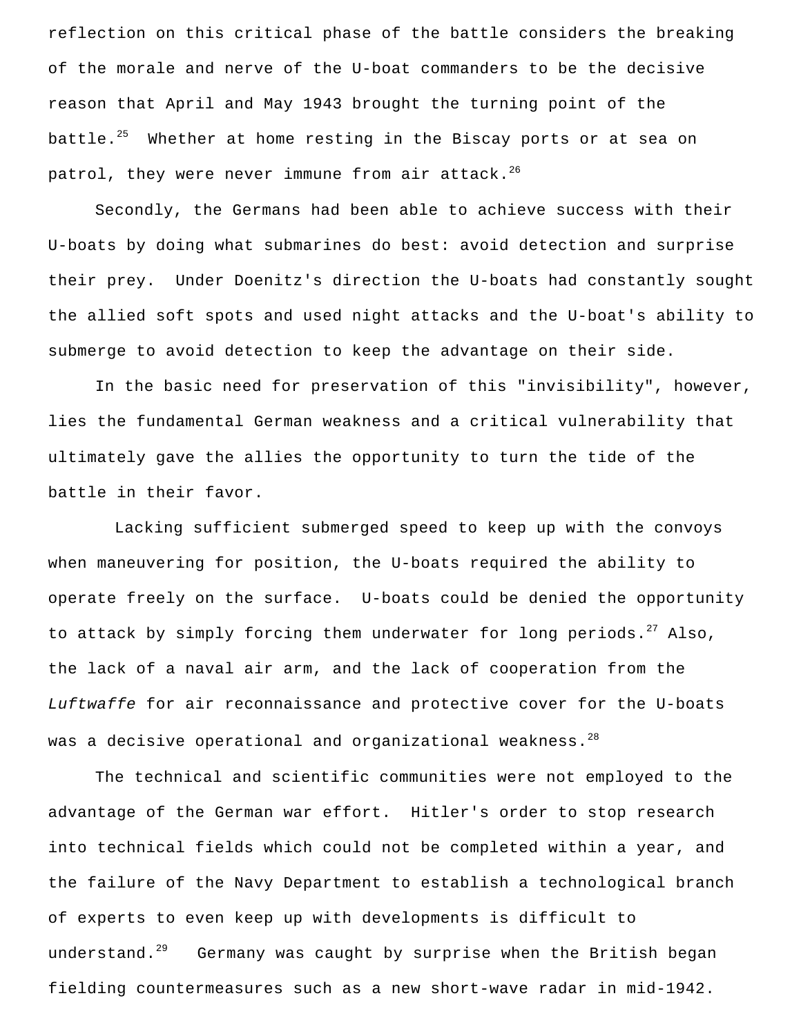reflection on this critical phase of the battle considers the breaking of the morale and nerve of the U-boat commanders to be the decisive reason that April and May 1943 brought the turning point of the battle.[25] Whether at home resting in the Biscay ports or at sea on patrol, they were never immune from air attack.[26]

Secondly, the Germans had been able to achieve success with their U-boats by doing what submarines do best: avoid detection and surprise their prey. Under Doenitz's direction the U-boats had constantly sought the allied soft spots and used night attacks and the U-boat's ability to submerge to avoid detection to keep the advantage on their side.

In the basic need for preservation of this "invisibility", however, lies the fundamental German weakness and a critical vulnerability that ultimately gave the allies the opportunity to turn the tide of the battle in their favor.

Lacking sufficient submerged speed to keep up with the convoys when maneuvering for position, the U-boats required the ability to operate freely on the surface. U-boats could be denied the opportunity to attack by simply forcing them underwater for long periods.[27] Also, the lack of a naval air arm, and the lack of cooperation from the *Luftwaffe* for air reconnaissance and protective cover for the U-boats was a decisive operational and organizational weakness.[28]

The technical and scientific communities were not employed to the advantage of the German war effort. Hitler's order to stop research into technical fields which could not be completed within a year, and the failure of the Navy Department to establish a technological branch of experts to even keep up with developments is difficult to understand.[29] Germany was caught by surprise when the British began fielding countermeasures such as a new short-wave radar in mid-1942.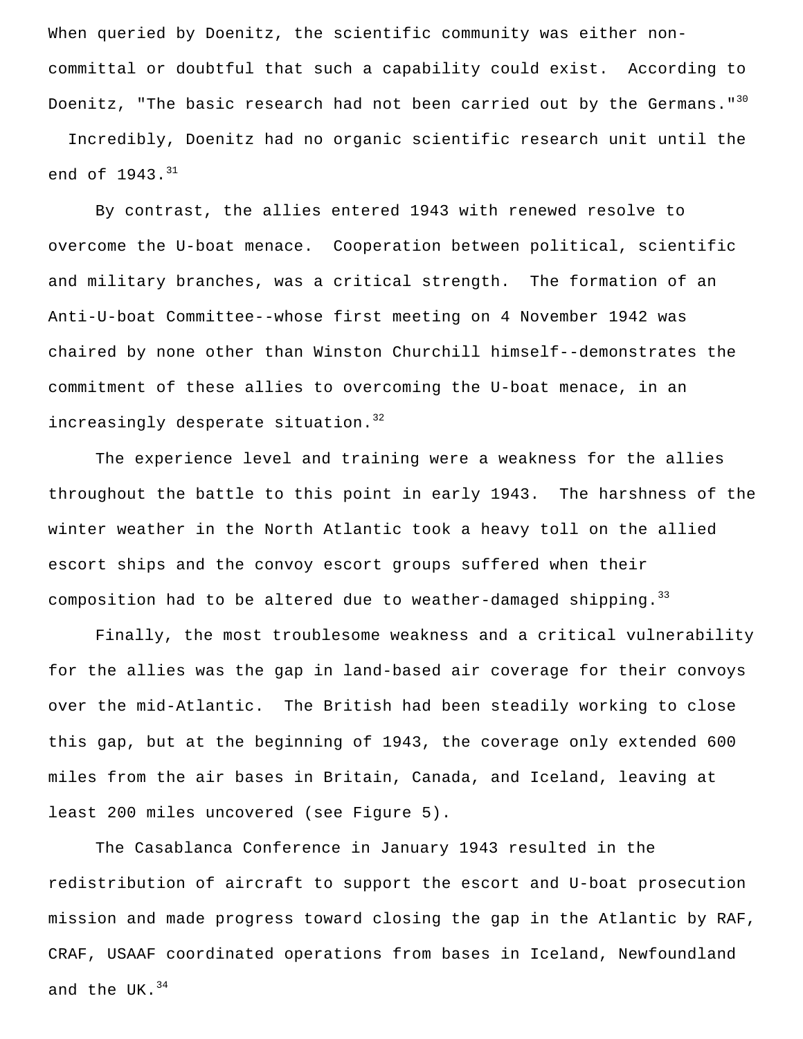When queried by Doenitz, the scientific community was either non-committal or doubtful that such a capability could exist. According to Doenitz, "The basic research had not been carried out by the Germans."[30] Incredibly, Doenitz had no organic scientific research unit until the end of 1943.[31]

By contrast, the allies entered 1943 with renewed resolve to overcome the U-boat menace. Cooperation between political, scientific and military branches, was a critical strength. The formation of an Anti-U-boat Committee--whose first meeting on 4 November 1942 was chaired by none other than Winston Churchill himself--demonstrates the commitment of these allies to overcoming the U-boat menace, in an increasingly desperate situation.[32]

The experience level and training were a weakness for the allies throughout the battle to this point in early 1943. The harshness of the winter weather in the North Atlantic took a heavy toll on the allied escort ships and the convoy escort groups suffered when their composition had to be altered due to weather-damaged shipping.[33]

Finally, the most troublesome weakness and a critical vulnerability for the allies was the gap in land-based air coverage for their convoys over the mid-Atlantic. The British had been steadily working to close this gap, but at the beginning of 1943, the coverage only extended 600 miles from the air bases in Britain, Canada, and Iceland, leaving at least 200 miles uncovered (see Figure 5).

The Casablanca Conference in January 1943 resulted in the redistribution of aircraft to support the escort and U-boat prosecution mission and made progress toward closing the gap in the Atlantic by RAF, CRAF, USAAF coordinated operations from bases in Iceland, Newfoundland and the UK.[34]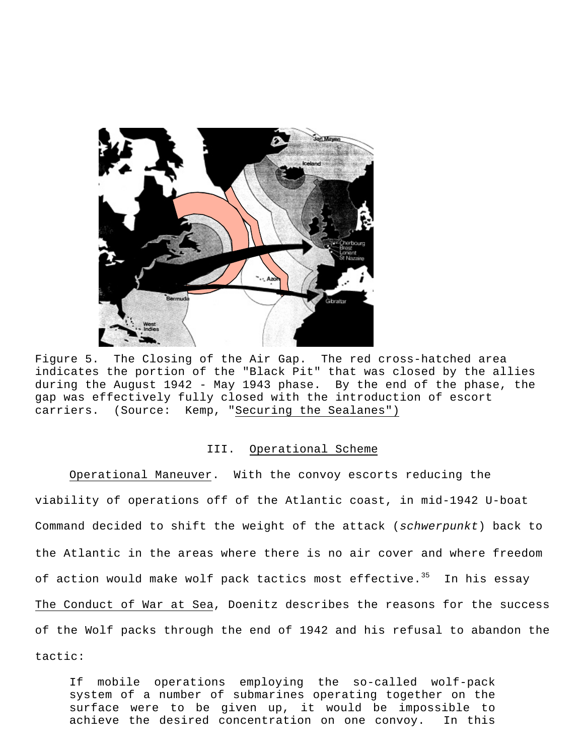Figure 5. The Closing of the Air Gap. The red cross-hatched area indicates the portion of the "Black Pit" that was closed by the allies during the August 1942 - May 1943 phase. By the end of the phase, the gap was effectively fully closed with the introduction of escort carriers. (Source: Kemp, "Securing the Sealanes")

## III. Operational Scheme

Operational Maneuver. With the convoy escorts reducing the viability of operations off of the Atlantic coast, in mid-1942 U-boat Command decided to shift the weight of the attack (*schwerpunkt*) back to the Atlantic in the areas where there is no air cover and where freedom of action would make wolf pack tactics most effective.[35] In his essay The Conduct of War at Sea, Doenitz describes the reasons for the success of the Wolf packs through the end of 1942 and his refusal to abandon the tactic:

> If mobile operations employing the so-called wolf-pack system of a number of submarines operating together on the surface were to be given up, it would be impossible to achieve the desired concentration on one convoy. In this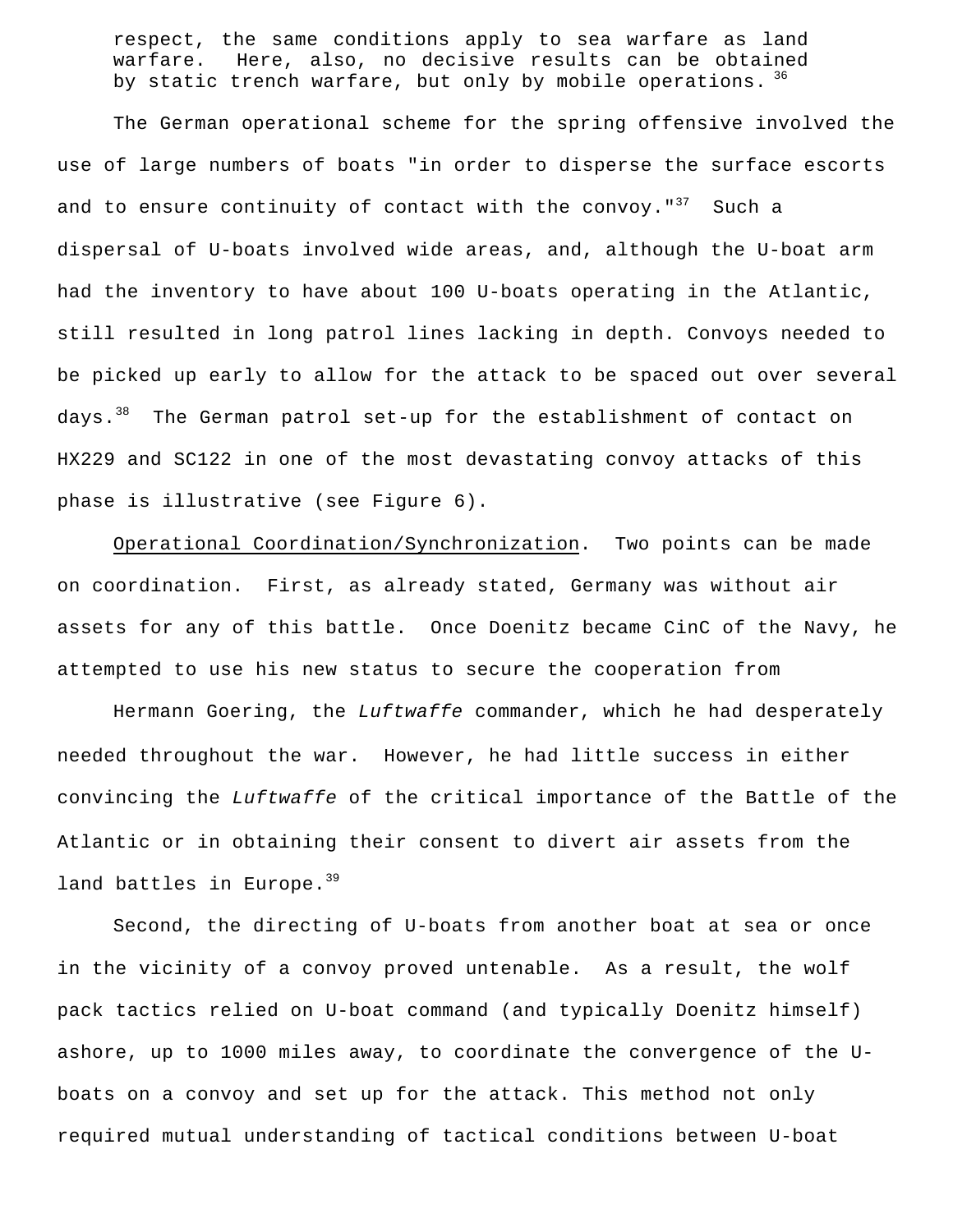respect, the same conditions apply to sea warfare as land warfare. Here, also, no decisive results can be obtained by static trench warfare, but only by mobile operations.[36]

The German operational scheme for the spring offensive involved the use of large numbers of boats "in order to disperse the surface escorts and to ensure continuity of contact with the convoy."[37] Such a dispersal of U-boats involved wide areas, and, although the U-boat arm had the inventory to have about 100 U-boats operating in the Atlantic, still resulted in long patrol lines lacking in depth. Convoys needed to be picked up early to allow for the attack to be spaced out over several days.[38] The German patrol set-up for the establishment of contact on HX229 and SC122 in one of the most devastating convoy attacks of this phase is illustrative (see Figure 6).

Operational Coordination/Synchronization. Two points can be made on coordination. First, as already stated, Germany was without air assets for any of this battle. Once Doenitz became CinC of the Navy, he attempted to use his new status to secure the cooperation from Hermann Goering, the *Luftwaffe* commander, which he had desperately needed throughout the war. However, he had little success in either convincing the *Luftwaffe* of the critical importance of the Battle of the Atlantic or in obtaining their consent to divert air assets from the land battles in Europe.[39]

Second, the directing of U-boats from another boat at sea or once in the vicinity of a convoy proved untenable. As a result, the wolf pack tactics relied on U-boat command (and typically Doenitz himself) ashore, up to 1000 miles away, to coordinate the convergence of the U-boats on a convoy and set up for the attack. This method not only required mutual understanding of tactical conditions between U-boat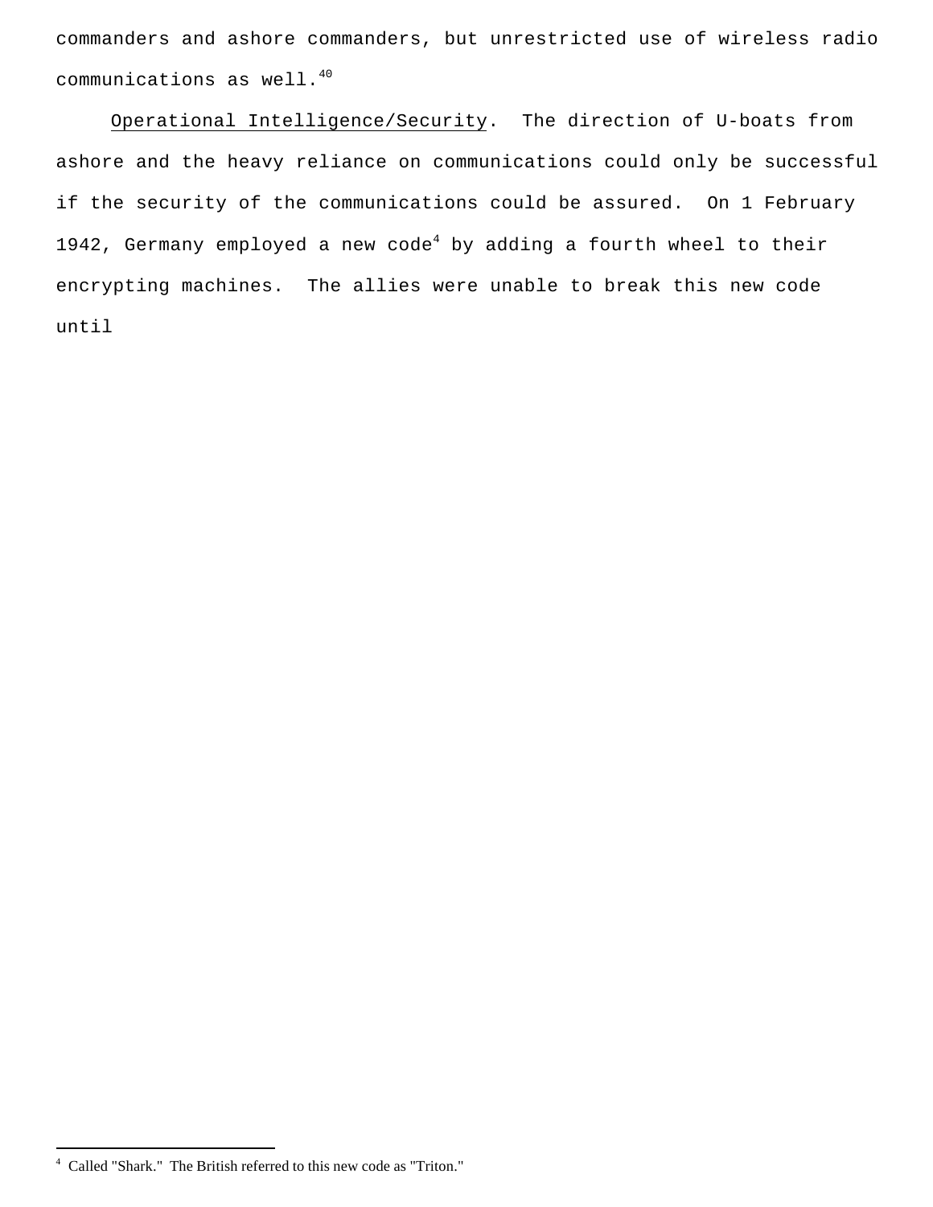commanders and ashore commanders, but unrestricted use of wireless radio communications as well.[40]

Operational Intelligence/Security. The direction of U-boats from ashore and the heavy reliance on communications could only be successful if the security of the communications could be assured. On 1 February 1942, Germany employed a new code[4] by adding a fourth wheel to their encrypting machines. The allies were unable to break this new code until

[4] Called "Shark." The British referred to this new code as "Triton."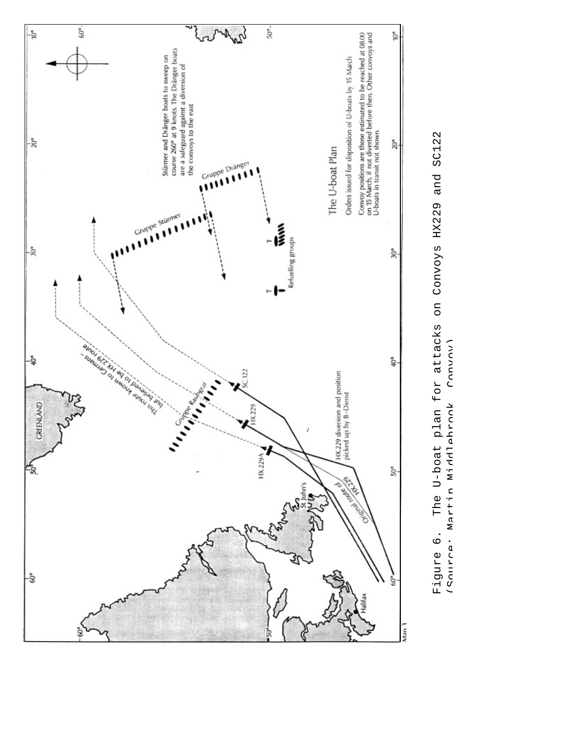Figure 6. The U-boat plan for attacks on Convoys HX229 and SC122 (Source: Martin Middlebrook, Convoy)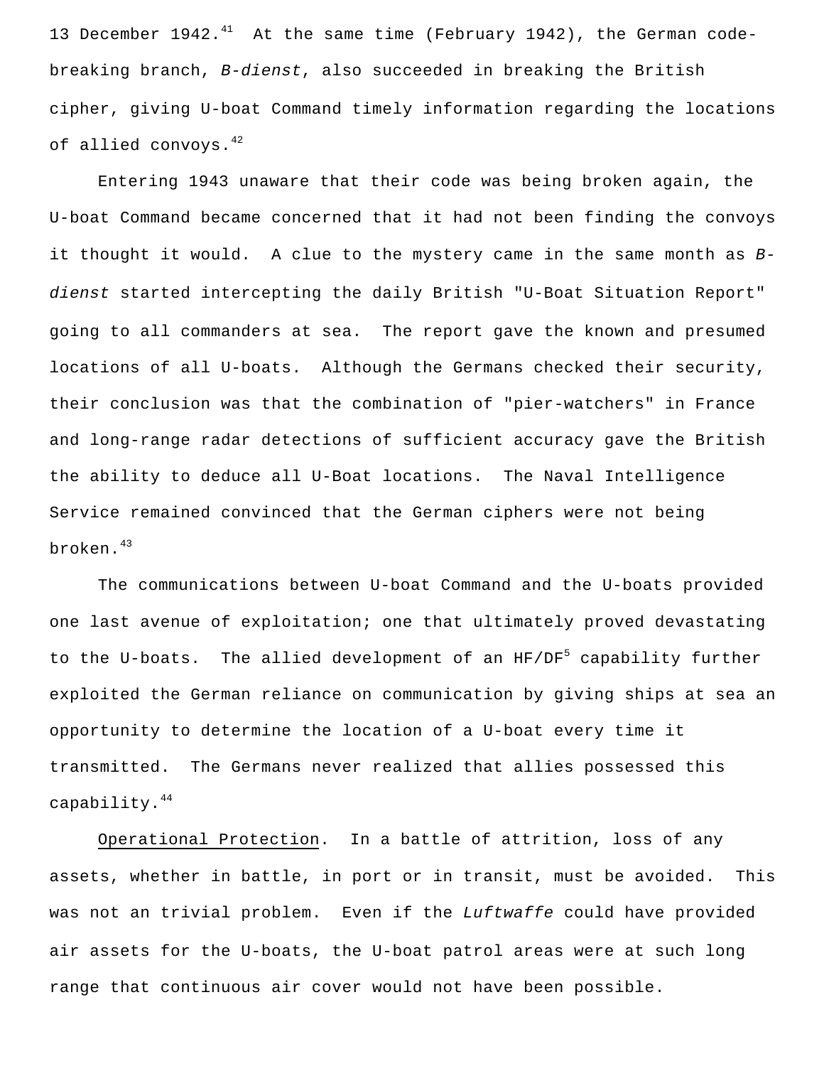13 December 1942.[41] At the same time (February 1942), the German code-breaking branch, *B-dienst*, also succeeded in breaking the British cipher, giving U-boat Command timely information regarding the locations of allied convoys.[42]

Entering 1943 unaware that their code was being broken again, the U-boat Command became concerned that it had not been finding the convoys it thought it would. A clue to the mystery came in the same month as *B-dienst* started intercepting the daily British "U-Boat Situation Report" going to all commanders at sea. The report gave the known and presumed locations of all U-boats. Although the Germans checked their security, their conclusion was that the combination of "pier-watchers" in France and long-range radar detections of sufficient accuracy gave the British the ability to deduce all U-Boat locations. The Naval Intelligence Service remained convinced that the German ciphers were not being broken.[43]

The communications between U-boat Command and the U-boats provided one last avenue of exploitation; one that ultimately proved devastating to the U-boats. The allied development of an HF/DF[5] capability further exploited the German reliance on communication by giving ships at sea an opportunity to determine the location of a U-boat every time it transmitted. The Germans never realized that allies possessed this capability.[44]

Operational Protection. In a battle of attrition, loss of any assets, whether in battle, in port or in transit, must be avoided. This was not an trivial problem. Even if the *Luftwaffe* could have provided air assets for the U-boats, the U-boat patrol areas were at such long range that continuous air cover would not have been possible.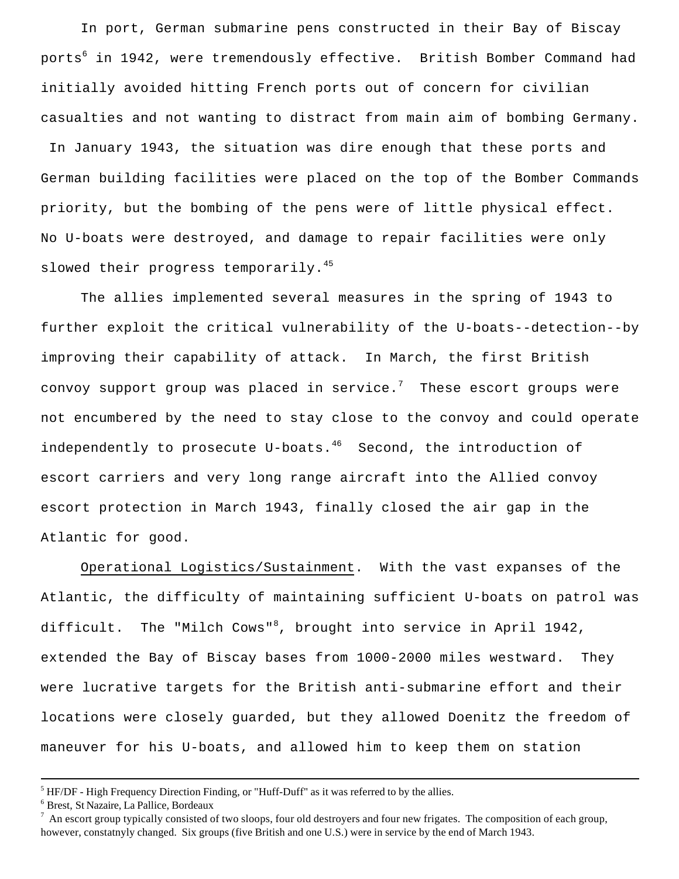In port, German submarine pens constructed in their Bay of Biscay ports[6] in 1942, were tremendously effective. British Bomber Command had initially avoided hitting French ports out of concern for civilian casualties and not wanting to distract from main aim of bombing Germany. In January 1943, the situation was dire enough that these ports and German building facilities were placed on the top of the Bomber Commands priority, but the bombing of the pens were of little physical effect. No U-boats were destroyed, and damage to repair facilities were only slowed their progress temporarily.[45]

The allies implemented several measures in the spring of 1943 to further exploit the critical vulnerability of the U-boats--detection--by improving their capability of attack. In March, the first British convoy support group was placed in service.[7] These escort groups were not encumbered by the need to stay close to the convoy and could operate independently to prosecute U-boats.[46] Second, the introduction of escort carriers and very long range aircraft into the Allied convoy escort protection in March 1943, finally closed the air gap in the Atlantic for good.

Operational Logistics/Sustainment. With the vast expanses of the Atlantic, the difficulty of maintaining sufficient U-boats on patrol was difficult. The "Milch Cows"[8], brought into service in April 1942, extended the Bay of Biscay bases from 1000-2000 miles westward. They were lucrative targets for the British anti-submarine effort and their locations were closely guarded, but they allowed Doenitz the freedom of maneuver for his U-boats, and allowed him to keep them on station

---

[5] HF/DF - High Frequency Direction Finding, or "Huff-Duff" as it was referred to by the allies.

[6] Brest, St Nazaire, La Pallice, Bordeaux

[7] An escort group typically consisted of two sloops, four old destroyers and four new frigates. The composition of each group, however, constatnyly changed. Six groups (five British and one U.S.) were in service by the end of March 1943.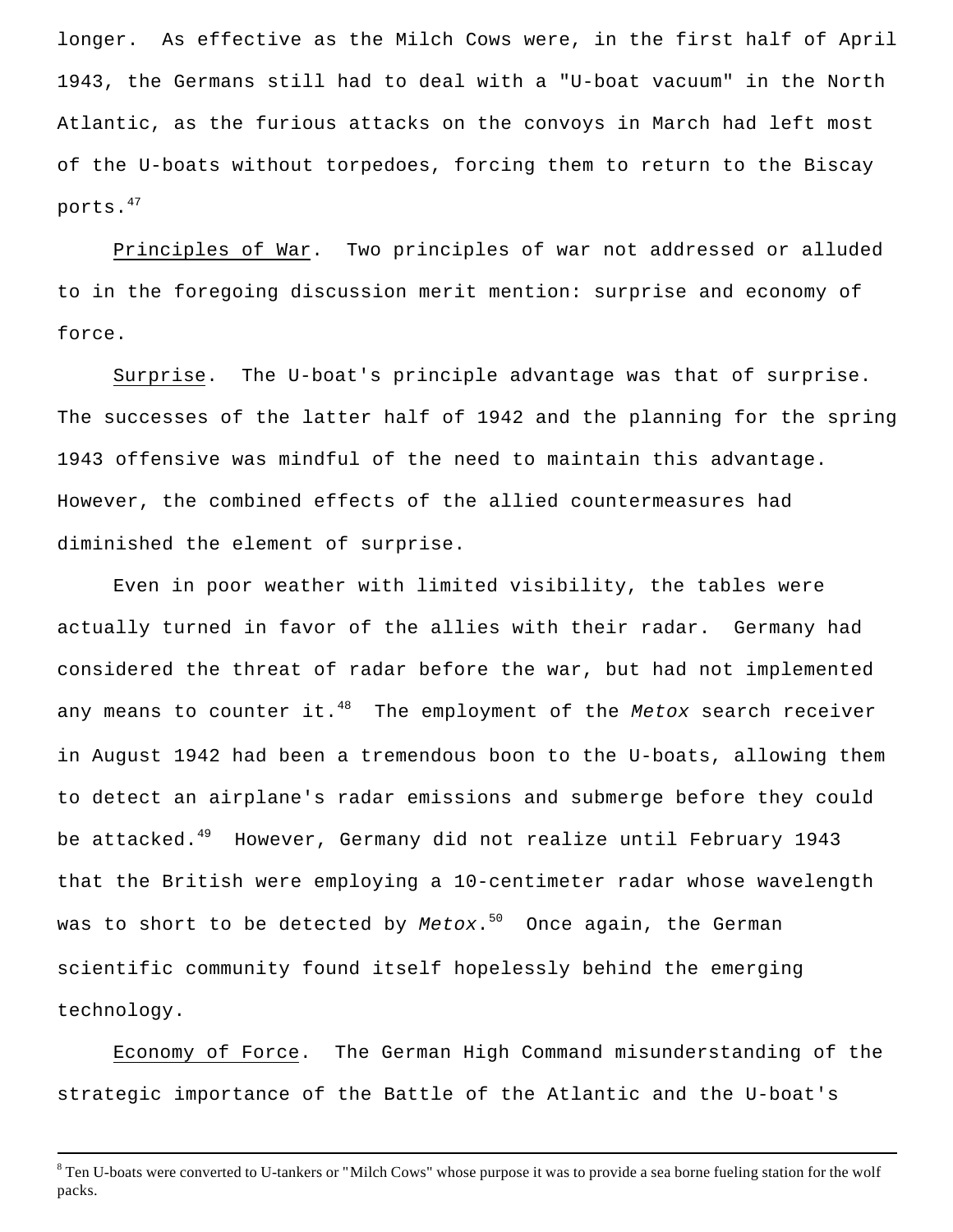longer. As effective as the Milch Cows were, in the first half of April 1943, the Germans still had to deal with a "U-boat vacuum" in the North Atlantic, as the furious attacks on the convoys in March had left most of the U-boats without torpedoes, forcing them to return to the Biscay ports.[47]

Principles of War. Two principles of war not addressed or alluded to in the foregoing discussion merit mention: surprise and economy of force.

Surprise. The U-boat's principle advantage was that of surprise. The successes of the latter half of 1942 and the planning for the spring 1943 offensive was mindful of the need to maintain this advantage. However, the combined effects of the allied countermeasures had diminished the element of surprise.

Even in poor weather with limited visibility, the tables were actually turned in favor of the allies with their radar. Germany had considered the threat of radar before the war, but had not implemented any means to counter it.[48] The employment of the *Metox* search receiver in August 1942 had been a tremendous boon to the U-boats, allowing them to detect an airplane's radar emissions and submerge before they could be attacked.[49] However, Germany did not realize until February 1943 that the British were employing a 10-centimeter radar whose wavelength was to short to be detected by *Metox*.[50] Once again, the German scientific community found itself hopelessly behind the emerging technology.

Economy of Force. The German High Command misunderstanding of the strategic importance of the Battle of the Atlantic and the U-boat's

---

[8] Ten U-boats were converted to U-tankers or "Milch Cows" whose purpose it was to provide a sea borne fueling station for the wolf packs.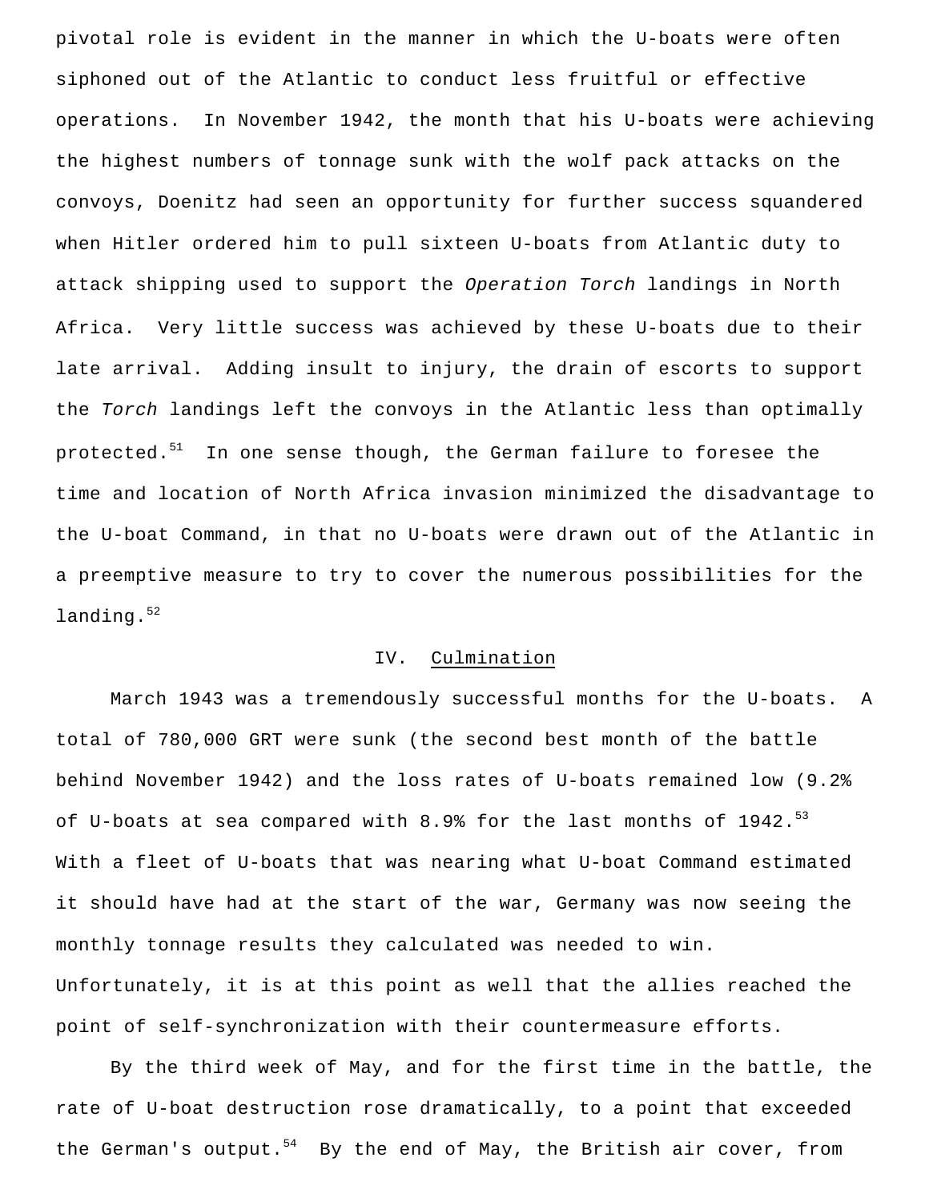pivotal role is evident in the manner in which the U-boats were often siphoned out of the Atlantic to conduct less fruitful or effective operations. In November 1942, the month that his U-boats were achieving the highest numbers of tonnage sunk with the wolf pack attacks on the convoys, Doenitz had seen an opportunity for further success squandered when Hitler ordered him to pull sixteen U-boats from Atlantic duty to attack shipping used to support the *Operation Torch* landings in North Africa. Very little success was achieved by these U-boats due to their late arrival. Adding insult to injury, the drain of escorts to support the *Torch* landings left the convoys in the Atlantic less than optimally protected.[51] In one sense though, the German failure to foresee the time and location of North Africa invasion minimized the disadvantage to the U-boat Command, in that no U-boats were drawn out of the Atlantic in a preemptive measure to try to cover the numerous possibilities for the landing.[52]

## IV. Culmination

March 1943 was a tremendously successful months for the U-boats. A total of 780,000 GRT were sunk (the second best month of the battle behind November 1942) and the loss rates of U-boats remained low (9.2% of U-boats at sea compared with 8.9% for the last months of 1942.[53] With a fleet of U-boats that was nearing what U-boat Command estimated it should have had at the start of the war, Germany was now seeing the monthly tonnage results they calculated was needed to win. Unfortunately, it is at this point as well that the allies reached the point of self-synchronization with their countermeasure efforts.

By the third week of May, and for the first time in the battle, the rate of U-boat destruction rose dramatically, to a point that exceeded the German's output.[54] By the end of May, the British air cover, from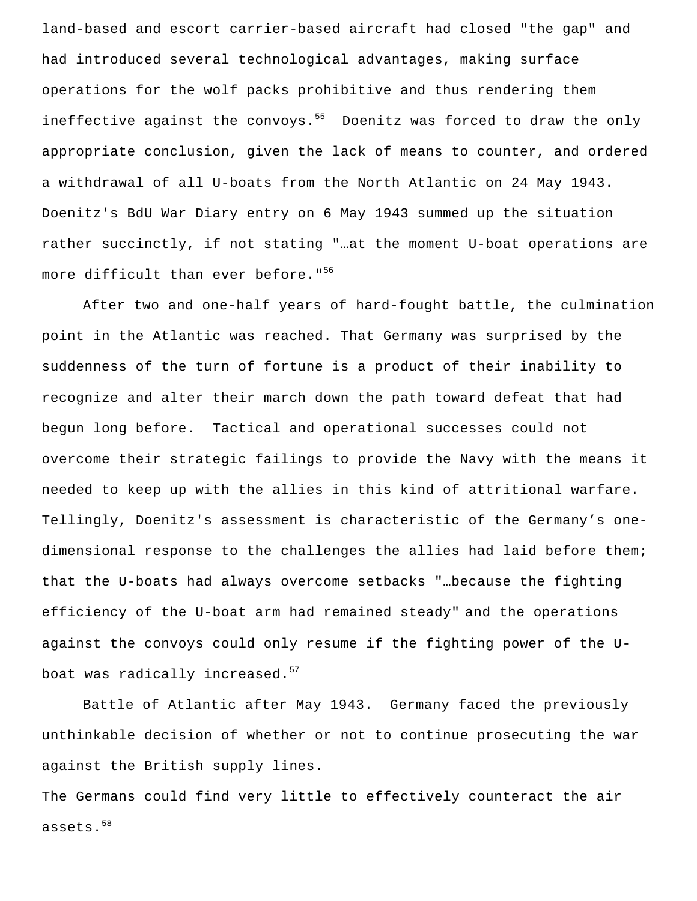land-based and escort carrier-based aircraft had closed "the gap" and had introduced several technological advantages, making surface operations for the wolf packs prohibitive and thus rendering them ineffective against the convoys.[55] Doenitz was forced to draw the only appropriate conclusion, given the lack of means to counter, and ordered a withdrawal of all U-boats from the North Atlantic on 24 May 1943. Doenitz's BdU War Diary entry on 6 May 1943 summed up the situation rather succinctly, if not stating "…at the moment U-boat operations are more difficult than ever before."[56]

After two and one-half years of hard-fought battle, the culmination point in the Atlantic was reached. That Germany was surprised by the suddenness of the turn of fortune is a product of their inability to recognize and alter their march down the path toward defeat that had begun long before. Tactical and operational successes could not overcome their strategic failings to provide the Navy with the means it needed to keep up with the allies in this kind of attritional warfare. Tellingly, Doenitz's assessment is characteristic of the Germany's one-dimensional response to the challenges the allies had laid before them; that the U-boats had always overcome setbacks "…because the fighting efficiency of the U-boat arm had remained steady" and the operations against the convoys could only resume if the fighting power of the U-boat was radically increased.[57]

Battle of Atlantic after May 1943. Germany faced the previously unthinkable decision of whether or not to continue prosecuting the war against the British supply lines.

The Germans could find very little to effectively counteract the air assets.[58]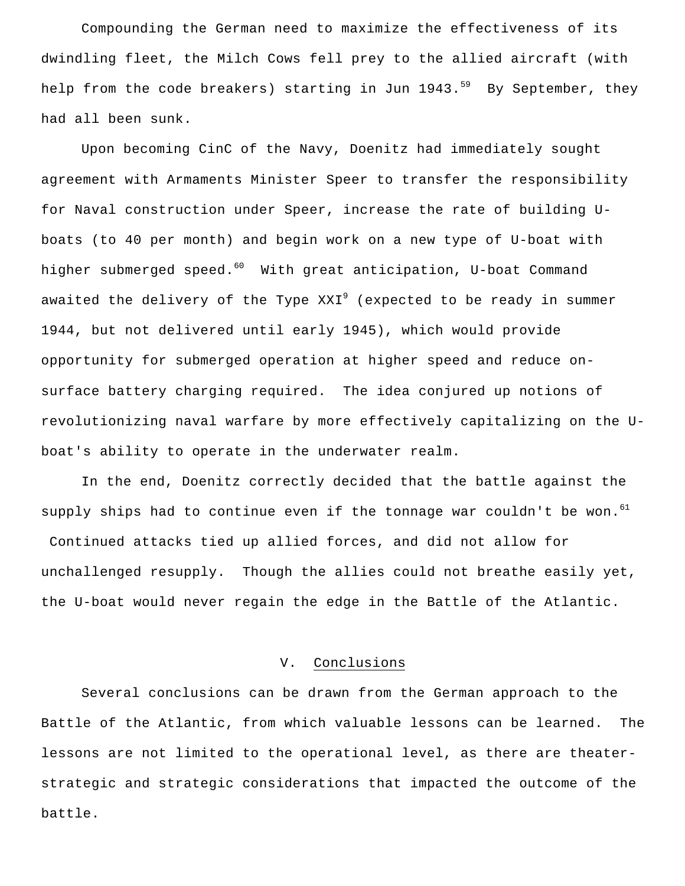Compounding the German need to maximize the effectiveness of its dwindling fleet, the Milch Cows fell prey to the allied aircraft (with help from the code breakers) starting in Jun 1943.[59] By September, they had all been sunk.

Upon becoming CinC of the Navy, Doenitz had immediately sought agreement with Armaments Minister Speer to transfer the responsibility for Naval construction under Speer, increase the rate of building U-boats (to 40 per month) and begin work on a new type of U-boat with higher submerged speed.[60] With great anticipation, U-boat Command awaited the delivery of the Type XXI[9] (expected to be ready in summer 1944, but not delivered until early 1945), which would provide opportunity for submerged operation at higher speed and reduce on-surface battery charging required. The idea conjured up notions of revolutionizing naval warfare by more effectively capitalizing on the U-boat's ability to operate in the underwater realm.

In the end, Doenitz correctly decided that the battle against the supply ships had to continue even if the tonnage war couldn't be won.[61] Continued attacks tied up allied forces, and did not allow for unchallenged resupply. Though the allies could not breathe easily yet, the U-boat would never regain the edge in the Battle of the Atlantic.

## V. Conclusions

Several conclusions can be drawn from the German approach to the Battle of the Atlantic, from which valuable lessons can be learned. The lessons are not limited to the operational level, as there are theater-strategic and strategic considerations that impacted the outcome of the battle.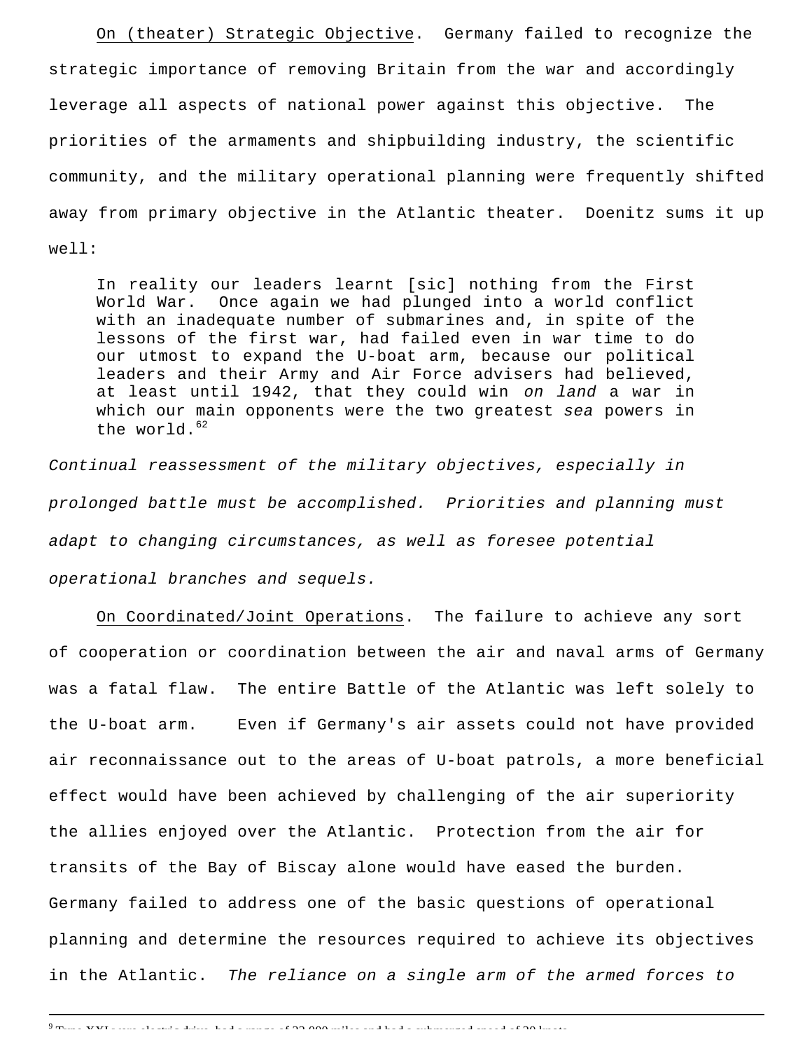On (theater) Strategic Objective. Germany failed to recognize the strategic importance of removing Britain from the war and accordingly leverage all aspects of national power against this objective. The priorities of the armaments and shipbuilding industry, the scientific community, and the military operational planning were frequently shifted away from primary objective in the Atlantic theater. Doenitz sums it up well:

> In reality our leaders learnt [sic] nothing from the First World War. Once again we had plunged into a world conflict with an inadequate number of submarines and, in spite of the lessons of the first war, had failed even in war time to do our utmost to expand the U-boat arm, because our political leaders and their Army and Air Force advisers had believed, at least until 1942, that they could win *on land* a war in which our main opponents were the two greatest *sea* powers in the world.[62]

*Continual reassessment of the military objectives, especially in prolonged battle must be accomplished. Priorities and planning must adapt to changing circumstances, as well as foresee potential operational branches and sequels.*

On Coordinated/Joint Operations. The failure to achieve any sort of cooperation or coordination between the air and naval arms of Germany was a fatal flaw. The entire Battle of the Atlantic was left solely to the U-boat arm. Even if Germany's air assets could not have provided air reconnaissance out to the areas of U-boat patrols, a more beneficial effect would have been achieved by challenging of the air superiority the allies enjoyed over the Atlantic. Protection from the air for transits of the Bay of Biscay alone would have eased the burden. Germany failed to address one of the basic questions of operational planning and determine the resources required to achieve its objectives in the Atlantic. *The reliance on a single arm of the armed forces to*

[9] Type XXI was electric drive, had a range of 22,000 miles and had a submerged speed of 20 knots.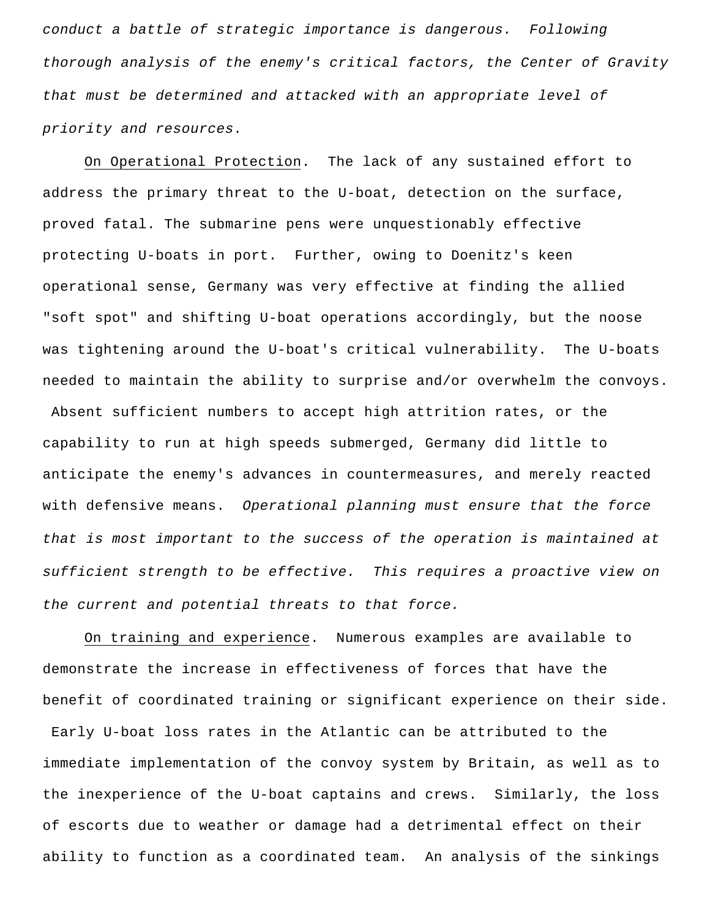*conduct a battle of strategic importance is dangerous. Following thorough analysis of the enemy's critical factors, the Center of Gravity that must be determined and attacked with an appropriate level of priority and resources.*

On Operational Protection. The lack of any sustained effort to address the primary threat to the U-boat, detection on the surface, proved fatal. The submarine pens were unquestionably effective protecting U-boats in port. Further, owing to Doenitz's keen operational sense, Germany was very effective at finding the allied "soft spot" and shifting U-boat operations accordingly, but the noose was tightening around the U-boat's critical vulnerability. The U-boats needed to maintain the ability to surprise and/or overwhelm the convoys. Absent sufficient numbers to accept high attrition rates, or the capability to run at high speeds submerged, Germany did little to anticipate the enemy's advances in countermeasures, and merely reacted with defensive means. *Operational planning must ensure that the force that is most important to the success of the operation is maintained at sufficient strength to be effective. This requires a proactive view on the current and potential threats to that force.*

On training and experience. Numerous examples are available to demonstrate the increase in effectiveness of forces that have the benefit of coordinated training or significant experience on their side. Early U-boat loss rates in the Atlantic can be attributed to the immediate implementation of the convoy system by Britain, as well as to the inexperience of the U-boat captains and crews. Similarly, the loss of escorts due to weather or damage had a detrimental effect on their ability to function as a coordinated team. An analysis of the sinkings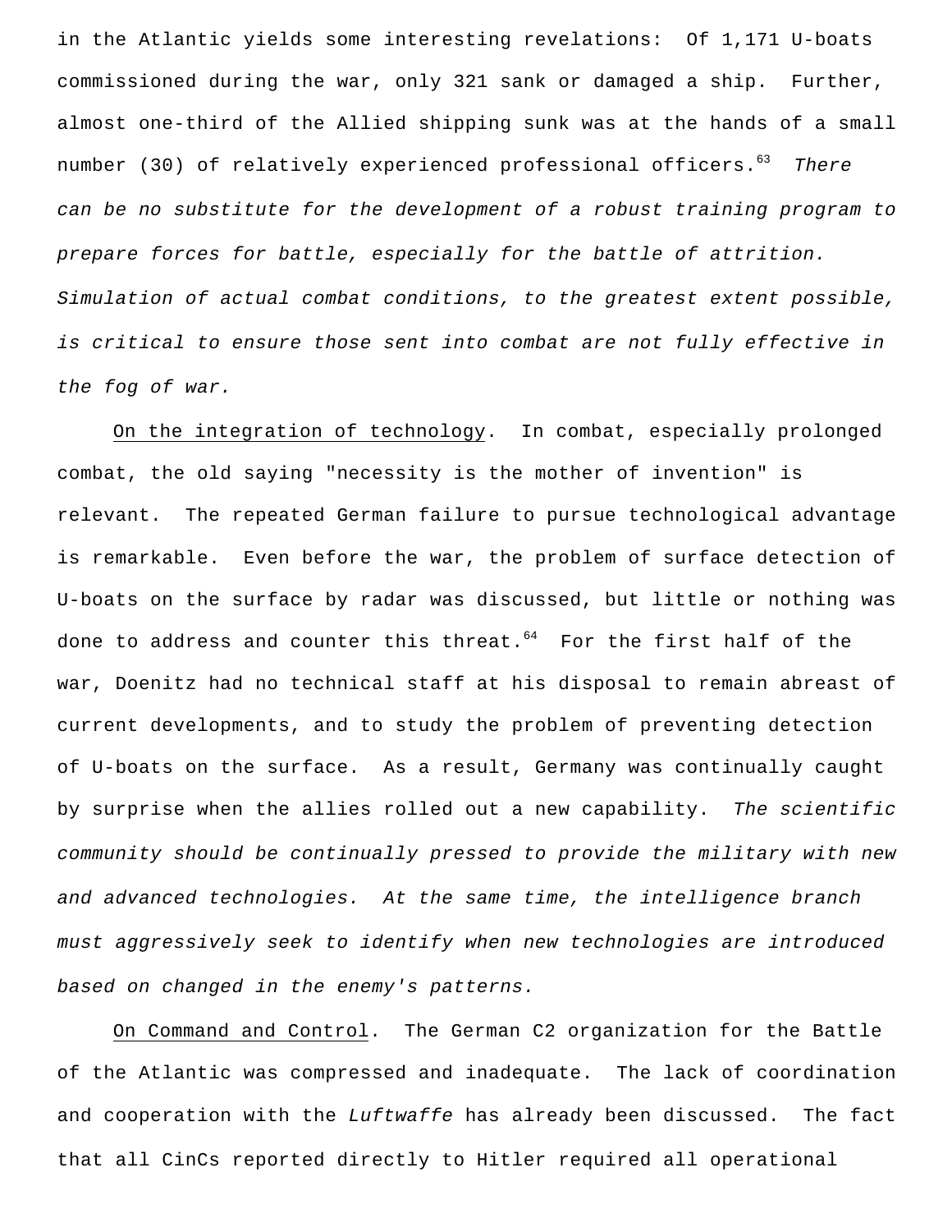in the Atlantic yields some interesting revelations: Of 1,171 U-boats commissioned during the war, only 321 sank or damaged a ship. Further, almost one-third of the Allied shipping sunk was at the hands of a small number (30) of relatively experienced professional officers.[63] *There can be no substitute for the development of a robust training program to prepare forces for battle, especially for the battle of attrition. Simulation of actual combat conditions, to the greatest extent possible, is critical to ensure those sent into combat are not fully effective in the fog of war.*

<u>On the integration of technology</u>. In combat, especially prolonged combat, the old saying "necessity is the mother of invention" is relevant. The repeated German failure to pursue technological advantage is remarkable. Even before the war, the problem of surface detection of U-boats on the surface by radar was discussed, but little or nothing was done to address and counter this threat.[64] For the first half of the war, Doenitz had no technical staff at his disposal to remain abreast of current developments, and to study the problem of preventing detection of U-boats on the surface. As a result, Germany was continually caught by surprise when the allies rolled out a new capability. *The scientific community should be continually pressed to provide the military with new and advanced technologies. At the same time, the intelligence branch must aggressively seek to identify when new technologies are introduced based on changed in the enemy's patterns.*

<u>On Command and Control</u>. The German C2 organization for the Battle of the Atlantic was compressed and inadequate. The lack of coordination and cooperation with the *Luftwaffe* has already been discussed. The fact that all CinCs reported directly to Hitler required all operational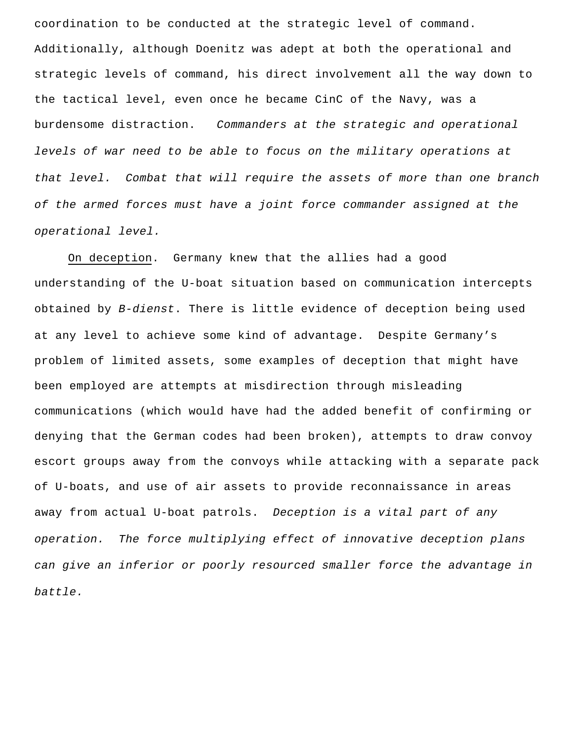coordination to be conducted at the strategic level of command. Additionally, although Doenitz was adept at both the operational and strategic levels of command, his direct involvement all the way down to the tactical level, even once he became CinC of the Navy, was a burdensome distraction. *Commanders at the strategic and operational levels of war need to be able to focus on the military operations at that level. Combat that will require the assets of more than one branch of the armed forces must have a joint force commander assigned at the operational level.*

<u>On deception</u>. Germany knew that the allies had a good understanding of the U-boat situation based on communication intercepts obtained by *B-dienst*. There is little evidence of deception being used at any level to achieve some kind of advantage. Despite Germany's problem of limited assets, some examples of deception that might have been employed are attempts at misdirection through misleading communications (which would have had the added benefit of confirming or denying that the German codes had been broken), attempts to draw convoy escort groups away from the convoys while attacking with a separate pack of U-boats, and use of air assets to provide reconnaissance in areas away from actual U-boat patrols. *Deception is a vital part of any operation. The force multiplying effect of innovative deception plans can give an inferior or poorly resourced smaller force the advantage in battle.*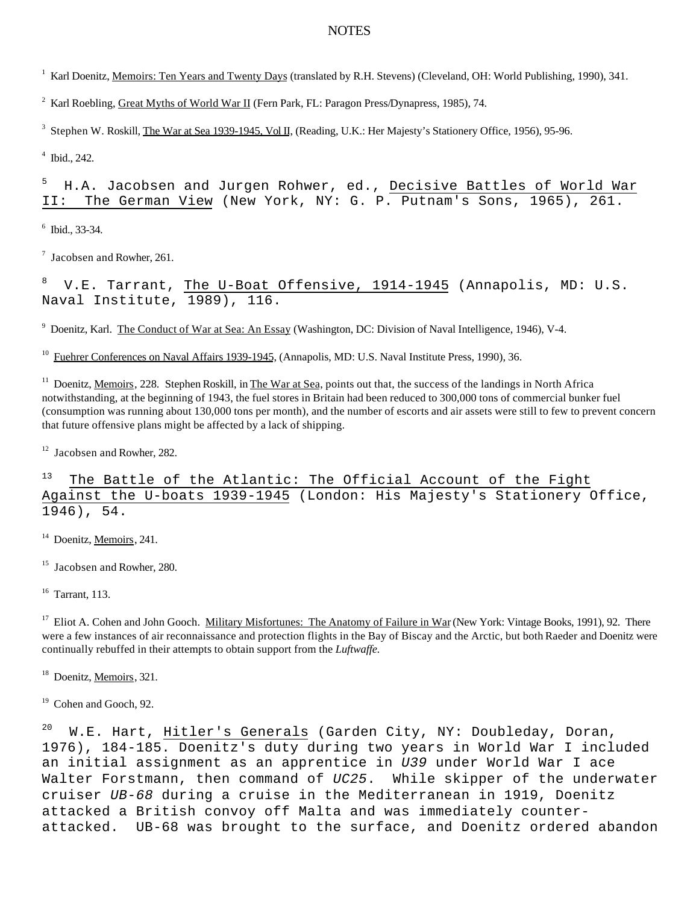# NOTES

[1] Karl Doenitz, Memoirs: Ten Years and Twenty Days (translated by R.H. Stevens) (Cleveland, OH: World Publishing, 1990), 341.

[2] Karl Roebling, Great Myths of World War II (Fern Park, FL: Paragon Press/Dynapress, 1985), 74.

[3] Stephen W. Roskill, The War at Sea 1939-1945, Vol II, (Reading, U.K.: Her Majesty's Stationery Office, 1956), 95-96.

[4] Ibid., 242.

[5] H.A. Jacobsen and Jurgen Rohwer, ed., Decisive Battles of World War II: The German View (New York, NY: G. P. Putnam's Sons, 1965), 261.

[6] Ibid., 33-34.

[7] Jacobsen and Rowher, 261.

[8] V.E. Tarrant, The U-Boat Offensive, 1914-1945 (Annapolis, MD: U.S. Naval Institute, 1989), 116.

[9] Doenitz, Karl. The Conduct of War at Sea: An Essay (Washington, DC: Division of Naval Intelligence, 1946), V-4.

[10] Fuehrer Conferences on Naval Affairs 1939-1945, (Annapolis, MD: U.S. Naval Institute Press, 1990), 36.

[11] Doenitz, Memoirs, 228. Stephen Roskill, in The War at Sea, points out that, the success of the landings in North Africa notwithstanding, at the beginning of 1943, the fuel stores in Britain had been reduced to 300,000 tons of commercial bunker fuel (consumption was running about 130,000 tons per month), and the number of escorts and air assets were still to few to prevent concern that future offensive plans might be affected by a lack of shipping.

[12] Jacobsen and Rowher, 282.

[13] The Battle of the Atlantic: The Official Account of the Fight Against the U-boats 1939-1945 (London: His Majesty's Stationery Office, 1946), 54.

[14] Doenitz, Memoirs, 241.

[15] Jacobsen and Rowher, 280.

[16] Tarrant, 113.

[17] Eliot A. Cohen and John Gooch. Military Misfortunes: The Anatomy of Failure in War (New York: Vintage Books, 1991), 92. There were a few instances of air reconnaissance and protection flights in the Bay of Biscay and the Arctic, but both Raeder and Doenitz were continually rebuffed in their attempts to obtain support from the *Luftwaffe.*

[18] Doenitz, Memoirs, 321.

[19] Cohen and Gooch, 92.

[20] W.E. Hart, Hitler's Generals (Garden City, NY: Doubleday, Doran, 1976), 184-185. Doenitz's duty during two years in World War I included an initial assignment as an apprentice in *U39* under World War I ace Walter Forstmann, then command of *UC25*. While skipper of the underwater cruiser *UB-68* during a cruise in the Mediterranean in 1919, Doenitz attacked a British convoy off Malta and was immediately counter-attacked. UB-68 was brought to the surface, and Doenitz ordered abandon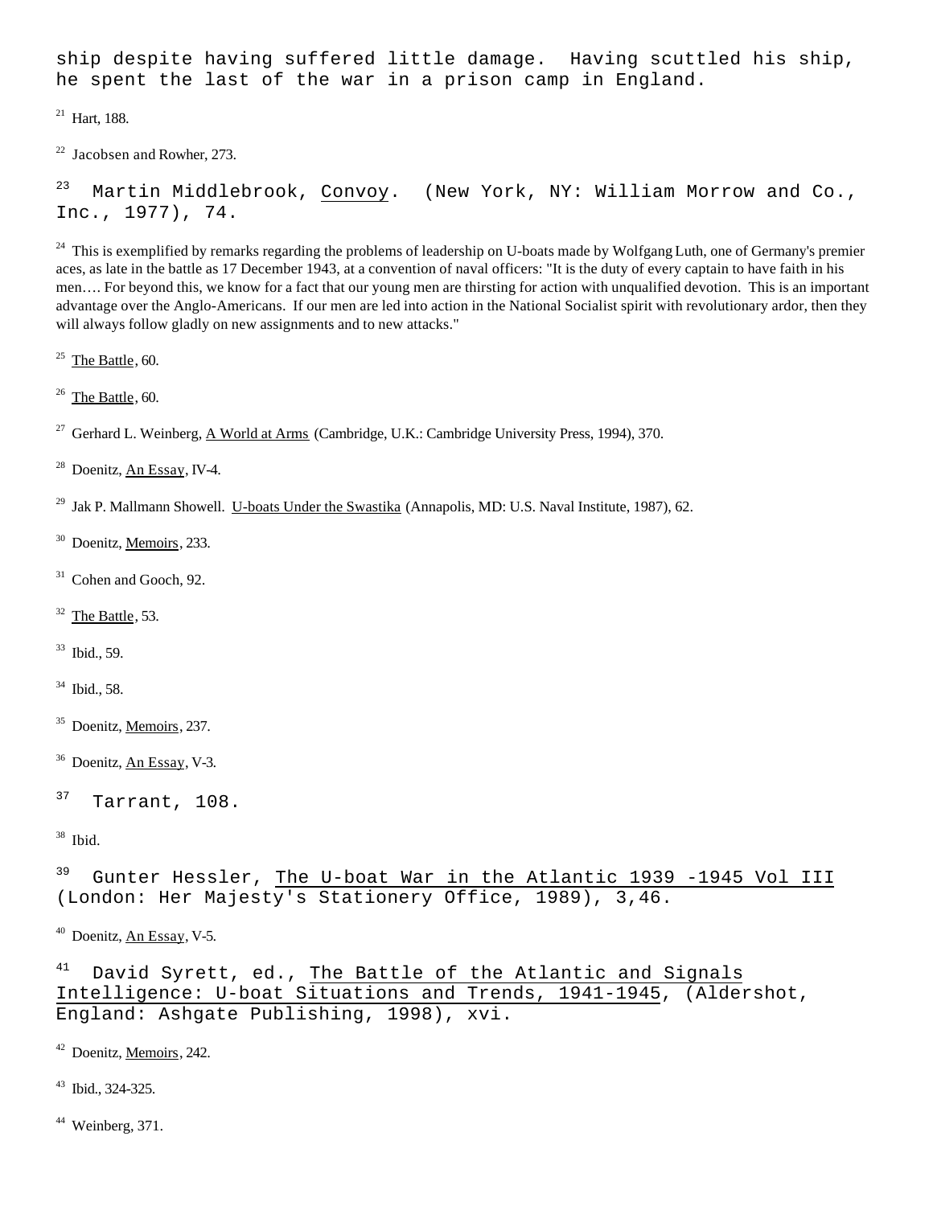ship despite having suffered little damage. Having scuttled his ship, he spent the last of the war in a prison camp in England.

[21] Hart, 188.

[22] Jacobsen and Rowher, 273.

[23] Martin Middlebrook, Convoy. (New York, NY: William Morrow and Co., Inc., 1977), 74.

[24] This is exemplified by remarks regarding the problems of leadership on U-boats made by Wolfgang Luth, one of Germany's premier aces, as late in the battle as 17 December 1943, at a convention of naval officers: "It is the duty of every captain to have faith in his men…. For beyond this, we know for a fact that our young men are thirsting for action with unqualified devotion. This is an important advantage over the Anglo-Americans. If our men are led into action in the National Socialist spirit with revolutionary ardor, then they will always follow gladly on new assignments and to new attacks."

[25] The Battle, 60.

[26] The Battle, 60.

[27] Gerhard L. Weinberg, A World at Arms (Cambridge, U.K.: Cambridge University Press, 1994), 370.

[28] Doenitz, An Essay, IV-4.

[29] Jak P. Mallmann Showell. U-boats Under the Swastika (Annapolis, MD: U.S. Naval Institute, 1987), 62.

[30] Doenitz, Memoirs, 233.

[31] Cohen and Gooch, 92.

[32] The Battle, 53.

[33] Ibid., 59.

[34] Ibid., 58.

[35] Doenitz, Memoirs, 237.

[36] Doenitz, An Essay, V-3.

[37] Tarrant, 108.

[38] Ibid.

[39] Gunter Hessler, The U-boat War in the Atlantic 1939 -1945 Vol III (London: Her Majesty's Stationery Office, 1989), 3,46.

[40] Doenitz, An Essay, V-5.

[41] David Syrett, ed., The Battle of the Atlantic and Signals Intelligence: U-boat Situations and Trends, 1941-1945, (Aldershot, England: Ashgate Publishing, 1998), xvi.

[42] Doenitz, Memoirs, 242.

[43] Ibid., 324-325.

[44] Weinberg, 371.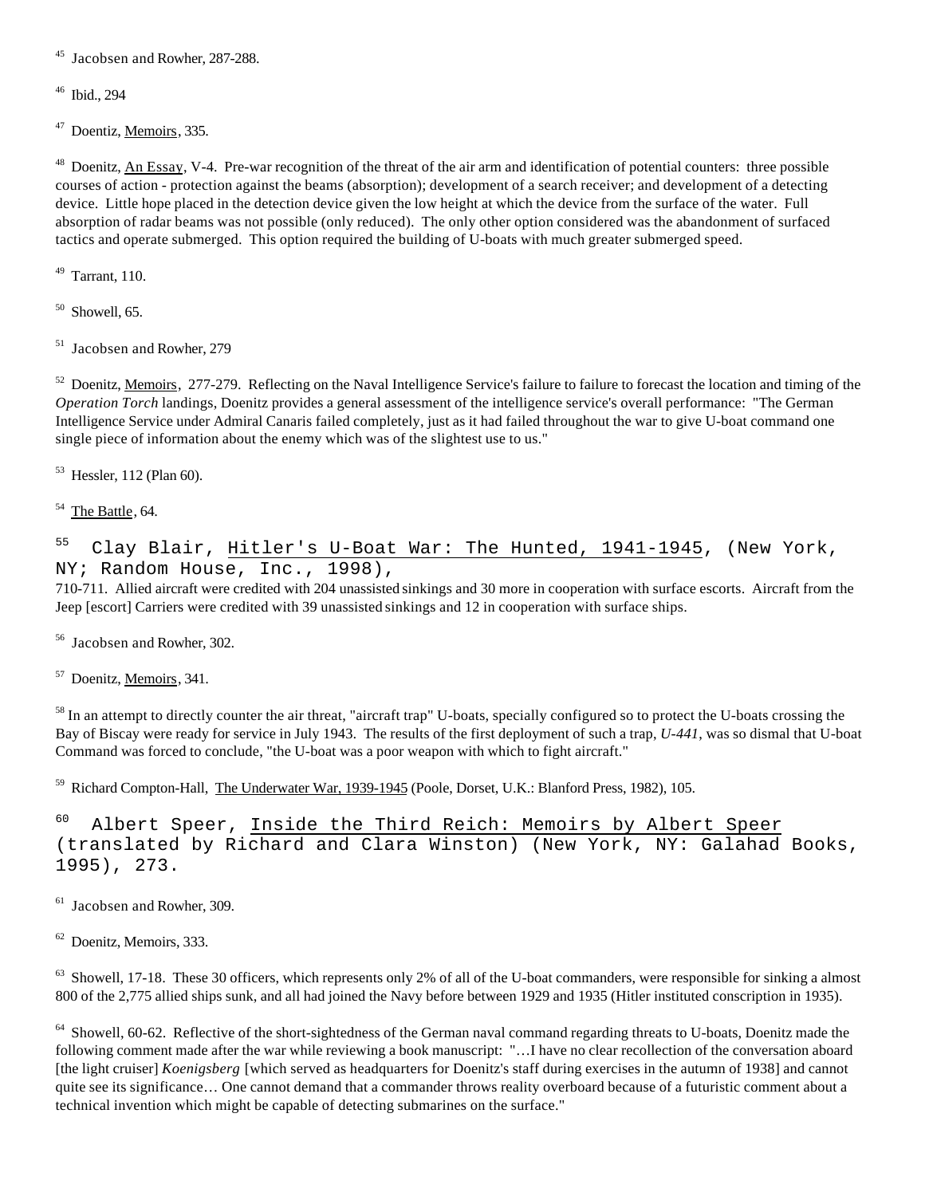[45] Jacobsen and Rowher, 287-288.

[46] Ibid., 294

[47] Doentiz, Memoirs, 335.

[48] Doenitz, An Essay, V-4. Pre-war recognition of the threat of the air arm and identification of potential counters: three possible courses of action - protection against the beams (absorption); development of a search receiver; and development of a detecting device. Little hope placed in the detection device given the low height at which the device from the surface of the water. Full absorption of radar beams was not possible (only reduced). The only other option considered was the abandonment of surfaced tactics and operate submerged. This option required the building of U-boats with much greater submerged speed.

[49] Tarrant, 110.

[50] Showell, 65.

[51] Jacobsen and Rowher, 279

[52] Doenitz, Memoirs, 277-279. Reflecting on the Naval Intelligence Service's failure to failure to forecast the location and timing of the *Operation Torch* landings, Doenitz provides a general assessment of the intelligence service's overall performance: "The German Intelligence Service under Admiral Canaris failed completely, just as it had failed throughout the war to give U-boat command one single piece of information about the enemy which was of the slightest use to us."

[53] Hessler, 112 (Plan 60).

[54] The Battle, 64.

[55] Clay Blair, Hitler's U-Boat War: The Hunted, 1941-1945, (New York, NY; Random House, Inc., 1998), 710-711. Allied aircraft were credited with 204 unassisted sinkings and 30 more in cooperation with surface escorts. Aircraft from the Jeep [escort] Carriers were credited with 39 unassisted sinkings and 12 in cooperation with surface ships.

[56] Jacobsen and Rowher, 302.

[57] Doenitz, Memoirs, 341.

[58] In an attempt to directly counter the air threat, "aircraft trap" U-boats, specially configured so to protect the U-boats crossing the Bay of Biscay were ready for service in July 1943. The results of the first deployment of such a trap, *U-441*, was so dismal that U-boat Command was forced to conclude, "the U-boat was a poor weapon with which to fight aircraft."

[59] Richard Compton-Hall, The Underwater War, 1939-1945 (Poole, Dorset, U.K.: Blanford Press, 1982), 105.

[60] Albert Speer, Inside the Third Reich: Memoirs by Albert Speer (translated by Richard and Clara Winston) (New York, NY: Galahad Books, 1995), 273.

[61] Jacobsen and Rowher, 309.

[62] Doenitz, Memoirs, 333.

[63] Showell, 17-18. These 30 officers, which represents only 2% of all of the U-boat commanders, were responsible for sinking a almost 800 of the 2,775 allied ships sunk, and all had joined the Navy before between 1929 and 1935 (Hitler instituted conscription in 1935).

[64] Showell, 60-62. Reflective of the short-sightedness of the German naval command regarding threats to U-boats, Doenitz made the following comment made after the war while reviewing a book manuscript: "…I have no clear recollection of the conversation aboard [the light cruiser] *Koenigsberg* [which served as headquarters for Doenitz's staff during exercises in the autumn of 1938] and cannot quite see its significance… One cannot demand that a commander throws reality overboard because of a futuristic comment about a technical invention which might be capable of detecting submarines on the surface."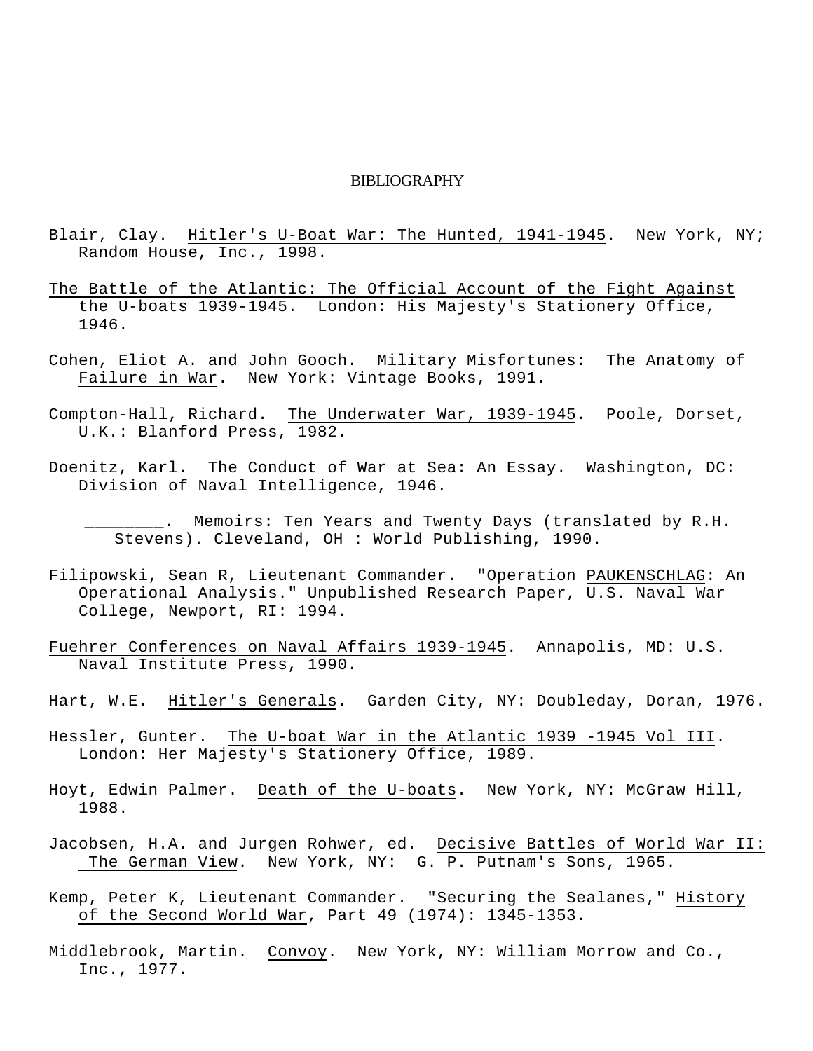# BIBLIOGRAPHY

Blair, Clay. Hitler's U-Boat War: The Hunted, 1941-1945. New York, NY; Random House, Inc., 1998.

The Battle of the Atlantic: The Official Account of the Fight Against the U-boats 1939-1945. London: His Majesty's Stationery Office, 1946.

Cohen, Eliot A. and John Gooch. Military Misfortunes: The Anatomy of Failure in War. New York: Vintage Books, 1991.

Compton-Hall, Richard. The Underwater War, 1939-1945. Poole, Dorset, U.K.: Blanford Press, 1982.

Doenitz, Karl. The Conduct of War at Sea: An Essay. Washington, DC: Division of Naval Intelligence, 1946.

________. Memoirs: Ten Years and Twenty Days (translated by R.H. Stevens). Cleveland, OH : World Publishing, 1990.

Filipowski, Sean R, Lieutenant Commander. "Operation PAUKENSCHLAG: An Operational Analysis." Unpublished Research Paper, U.S. Naval War College, Newport, RI: 1994.

Fuehrer Conferences on Naval Affairs 1939-1945. Annapolis, MD: U.S. Naval Institute Press, 1990.

Hart, W.E. Hitler's Generals. Garden City, NY: Doubleday, Doran, 1976.

Hessler, Gunter. The U-boat War in the Atlantic 1939 -1945 Vol III. London: Her Majesty's Stationery Office, 1989.

Hoyt, Edwin Palmer. Death of the U-boats. New York, NY: McGraw Hill, 1988.

Jacobsen, H.A. and Jurgen Rohwer, ed. Decisive Battles of World War II: The German View. New York, NY: G. P. Putnam's Sons, 1965.

Kemp, Peter K, Lieutenant Commander. "Securing the Sealanes," History of the Second World War, Part 49 (1974): 1345-1353.

Middlebrook, Martin. Convoy. New York, NY: William Morrow and Co., Inc., 1977.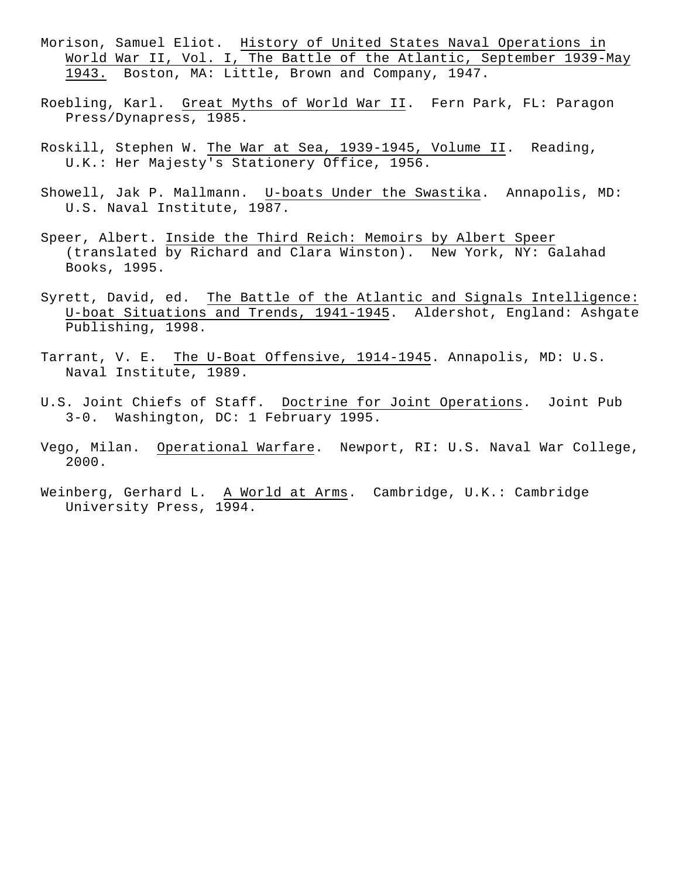Morison, Samuel Eliot. History of United States Naval Operations in World War II, Vol. I, The Battle of the Atlantic, September 1939-May 1943. Boston, MA: Little, Brown and Company, 1947.

Roebling, Karl. Great Myths of World War II. Fern Park, FL: Paragon Press/Dynapress, 1985.

Roskill, Stephen W. The War at Sea, 1939-1945, Volume II. Reading, U.K.: Her Majesty's Stationery Office, 1956.

Showell, Jak P. Mallmann. U-boats Under the Swastika. Annapolis, MD: U.S. Naval Institute, 1987.

Speer, Albert. Inside the Third Reich: Memoirs by Albert Speer (translated by Richard and Clara Winston). New York, NY: Galahad Books, 1995.

Syrett, David, ed. The Battle of the Atlantic and Signals Intelligence: U-boat Situations and Trends, 1941-1945. Aldershot, England: Ashgate Publishing, 1998.

Tarrant, V. E. The U-Boat Offensive, 1914-1945. Annapolis, MD: U.S. Naval Institute, 1989.

U.S. Joint Chiefs of Staff. Doctrine for Joint Operations. Joint Pub 3-0. Washington, DC: 1 February 1995.

Vego, Milan. Operational Warfare. Newport, RI: U.S. Naval War College, 2000.

Weinberg, Gerhard L. A World at Arms. Cambridge, U.K.: Cambridge University Press, 1994.